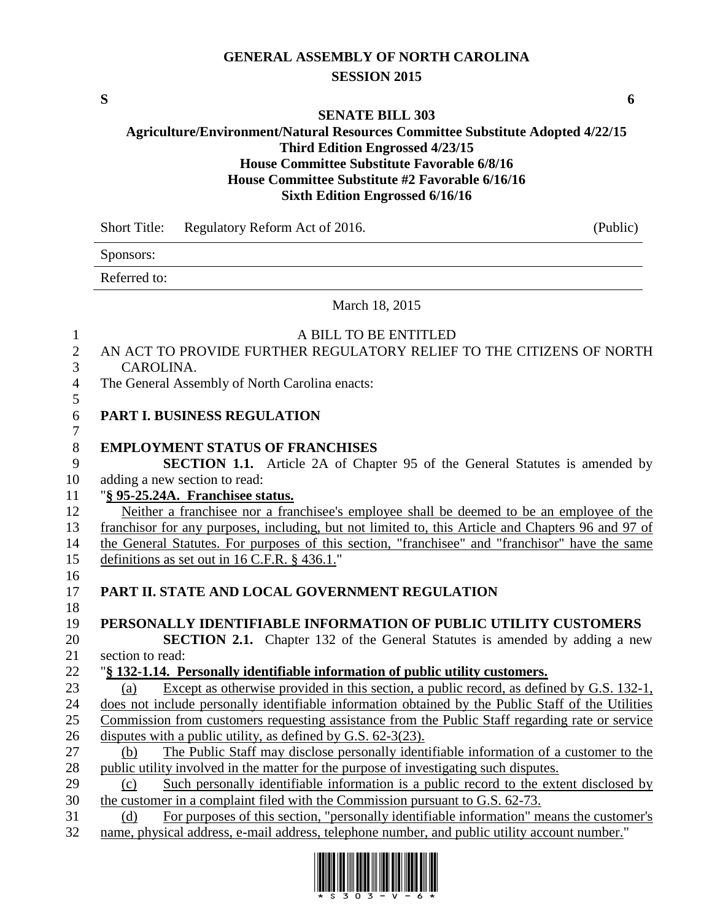# GENERAL ASSEMBLY OF NORTH CAROLINA
## SESSION 2015

**S** **6**

**SENATE BILL 303**
**Agriculture/Environment/Natural Resources Committee Substitute Adopted 4/22/15**
**Third Edition Engrossed 4/23/15**
**House Committee Substitute Favorable 6/8/16**
**House Committee Substitute #2 Favorable 6/16/16**
**Sixth Edition Engrossed 6/16/16**

| Short Title: | Regulatory Reform Act of 2016. | (Public) |
|---|---|---|
| Sponsors: | | |
| Referred to: | | |

March 18, 2015

A BILL TO BE ENTITLED

AN ACT TO PROVIDE FURTHER REGULATORY RELIEF TO THE CITIZENS OF NORTH CAROLINA.

The General Assembly of North Carolina enacts:

**PART I. BUSINESS REGULATION**

**EMPLOYMENT STATUS OF FRANCHISES**

**SECTION 1.1.** Article 2A of Chapter 95 of the General Statutes is amended by adding a new section to read:

"**§ 95-25.24A. Franchisee status.**

Neither a franchisee nor a franchisee's employee shall be deemed to be an employee of the franchisor for any purposes, including, but not limited to, this Article and Chapters 96 and 97 of the General Statutes. For purposes of this section, "franchisee" and "franchisor" have the same definitions as set out in 16 C.F.R. § 436.1."

**PART II. STATE AND LOCAL GOVERNMENT REGULATION**

**PERSONALLY IDENTIFIABLE INFORMATION OF PUBLIC UTILITY CUSTOMERS**

**SECTION 2.1.** Chapter 132 of the General Statutes is amended by adding a new section to read:

"**§ 132-1.14. Personally identifiable information of public utility customers.**

(a) Except as otherwise provided in this section, a public record, as defined by G.S. 132-1, does not include personally identifiable information obtained by the Public Staff of the Utilities Commission from customers requesting assistance from the Public Staff regarding rate or service disputes with a public utility, as defined by G.S. 62-3(23).

(b) The Public Staff may disclose personally identifiable information of a customer to the public utility involved in the matter for the purpose of investigating such disputes.

(c) Such personally identifiable information is a public record to the extent disclosed by the customer in a complaint filed with the Commission pursuant to G.S. 62-73.

(d) For purposes of this section, "personally identifiable information" means the customer's name, physical address, e-mail address, telephone number, and public utility account number."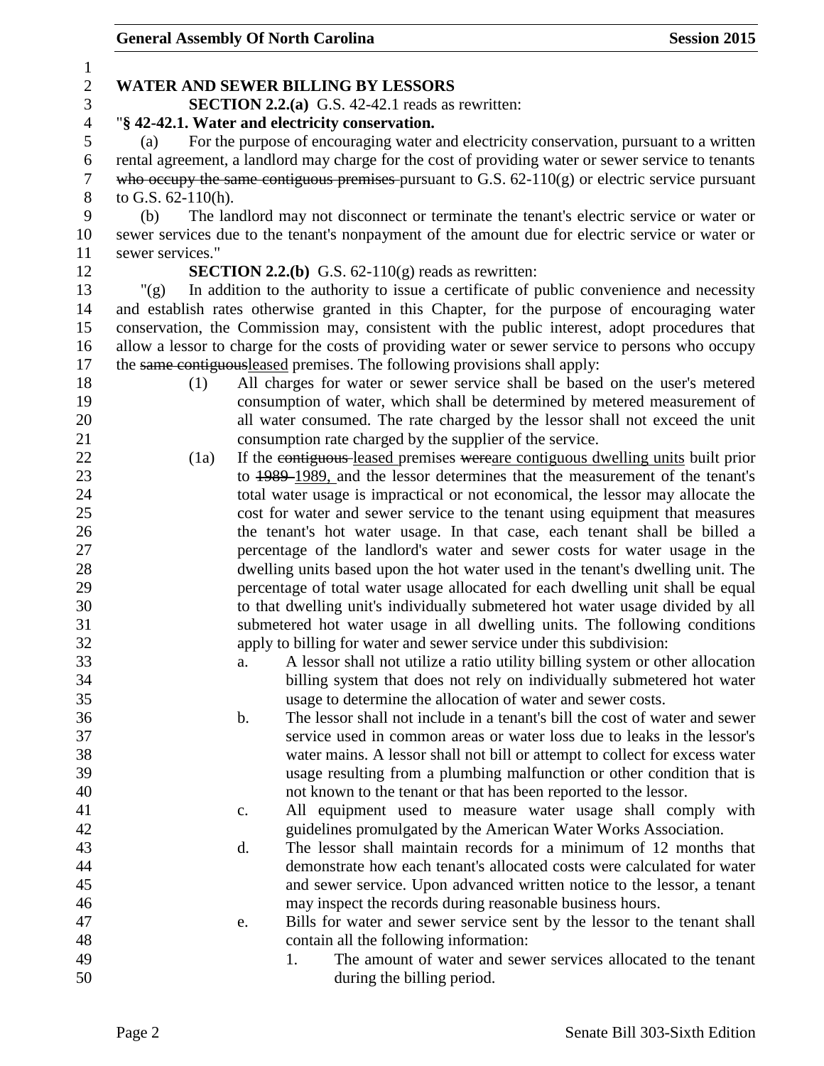**WATER AND SEWER BILLING BY LESSORS**

**SECTION 2.2.(a)** G.S. 42-42.1 reads as rewritten:

"**§ 42-42.1. Water and electricity conservation.**

(a) For the purpose of encouraging water and electricity conservation, pursuant to a written rental agreement, a landlord may charge for the cost of providing water or sewer service to tenants ~~who occupy the same contiguous premises~~ pursuant to G.S. 62-110(g) or electric service pursuant to G.S. 62-110(h).

(b) The landlord may not disconnect or terminate the tenant's electric service or water or sewer services due to the tenant's nonpayment of the amount due for electric service or water or sewer services."

**SECTION 2.2.(b)** G.S. 62-110(g) reads as rewritten:

"(g) In addition to the authority to issue a certificate of public convenience and necessity and establish rates otherwise granted in this Chapter, for the purpose of encouraging water conservation, the Commission may, consistent with the public interest, adopt procedures that allow a lessor to charge for the costs of providing water or sewer service to persons who occupy the ~~same contiguous~~<u>leased</u> premises. The following provisions shall apply:

(1) All charges for water or sewer service shall be based on the user's metered consumption of water, which shall be determined by metered measurement of all water consumed. The rate charged by the lessor shall not exceed the unit consumption rate charged by the supplier of the service.

(1a) If the ~~contiguous~~ <u>leased</u> premises ~~were~~<u>are contiguous dwelling units</u> built prior to ~~1989~~ <u>1989,</u> and the lessor determines that the measurement of the tenant's total water usage is impractical or not economical, the lessor may allocate the cost for water and sewer service to the tenant using equipment that measures the tenant's hot water usage. In that case, each tenant shall be billed a percentage of the landlord's water and sewer costs for water usage in the dwelling units based upon the hot water used in the tenant's dwelling unit. The percentage of total water usage allocated for each dwelling unit shall be equal to that dwelling unit's individually submetered hot water usage divided by all submetered hot water usage in all dwelling units. The following conditions apply to billing for water and sewer service under this subdivision:

a. A lessor shall not utilize a ratio utility billing system or other allocation billing system that does not rely on individually submetered hot water usage to determine the allocation of water and sewer costs.

b. The lessor shall not include in a tenant's bill the cost of water and sewer service used in common areas or water loss due to leaks in the lessor's water mains. A lessor shall not bill or attempt to collect for excess water usage resulting from a plumbing malfunction or other condition that is not known to the tenant or that has been reported to the lessor.

c. All equipment used to measure water usage shall comply with guidelines promulgated by the American Water Works Association.

d. The lessor shall maintain records for a minimum of 12 months that demonstrate how each tenant's allocated costs were calculated for water and sewer service. Upon advanced written notice to the lessor, a tenant may inspect the records during reasonable business hours.

e. Bills for water and sewer service sent by the lessor to the tenant shall contain all the following information:

1. The amount of water and sewer services allocated to the tenant during the billing period.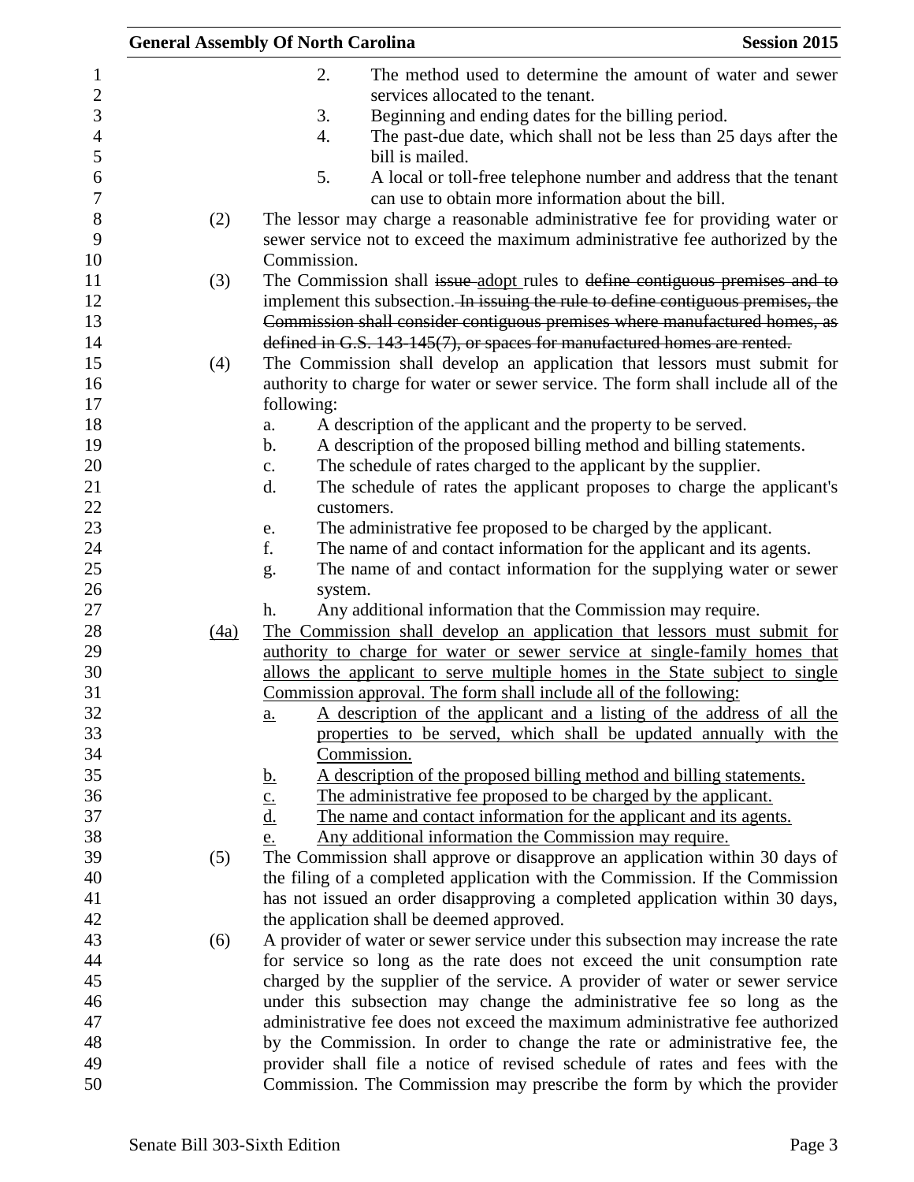2. The method used to determine the amount of water and sewer services allocated to the tenant.
3. Beginning and ending dates for the billing period.
4. The past-due date, which shall not be less than 25 days after the bill is mailed.
5. A local or toll-free telephone number and address that the tenant can use to obtain more information about the bill.

(2) The lessor may charge a reasonable administrative fee for providing water or sewer service not to exceed the maximum administrative fee authorized by the Commission.

(3) The Commission shall ~~issue~~ adopt rules to ~~define contiguous premises and to~~ implement this subsection.~~ In issuing the rule to define contiguous premises, the Commission shall consider contiguous premises where manufactured homes, as defined in G.S. 143-145(7), or spaces for manufactured homes are rented.~~

(4) The Commission shall develop an application that lessors must submit for authority to charge for water or sewer service. The form shall include all of the following:

a. A description of the applicant and the property to be served.
b. A description of the proposed billing method and billing statements.
c. The schedule of rates charged to the applicant by the supplier.
d. The schedule of rates the applicant proposes to charge the applicant's customers.
e. The administrative fee proposed to be charged by the applicant.
f. The name of and contact information for the applicant and its agents.
g. The name of and contact information for the supplying water or sewer system.
h. Any additional information that the Commission may require.

<u>(4a) The Commission shall develop an application that lessors must submit for authority to charge for water or sewer service at single-family homes that allows the applicant to serve multiple homes in the State subject to single Commission approval. The form shall include all of the following:</u>

<u>a. A description of the applicant and a listing of the address of all the properties to be served, which shall be updated annually with the Commission.</u>
<u>b. A description of the proposed billing method and billing statements.</u>
<u>c. The administrative fee proposed to be charged by the applicant.</u>
<u>d. The name and contact information for the applicant and its agents.</u>
<u>e. Any additional information the Commission may require.</u>

(5) The Commission shall approve or disapprove an application within 30 days of the filing of a completed application with the Commission. If the Commission has not issued an order disapproving a completed application within 30 days, the application shall be deemed approved.

(6) A provider of water or sewer service under this subsection may increase the rate for service so long as the rate does not exceed the unit consumption rate charged by the supplier of the service. A provider of water or sewer service under this subsection may change the administrative fee so long as the administrative fee does not exceed the maximum administrative fee authorized by the Commission. In order to change the rate or administrative fee, the provider shall file a notice of revised schedule of rates and fees with the Commission. The Commission may prescribe the form by which the provider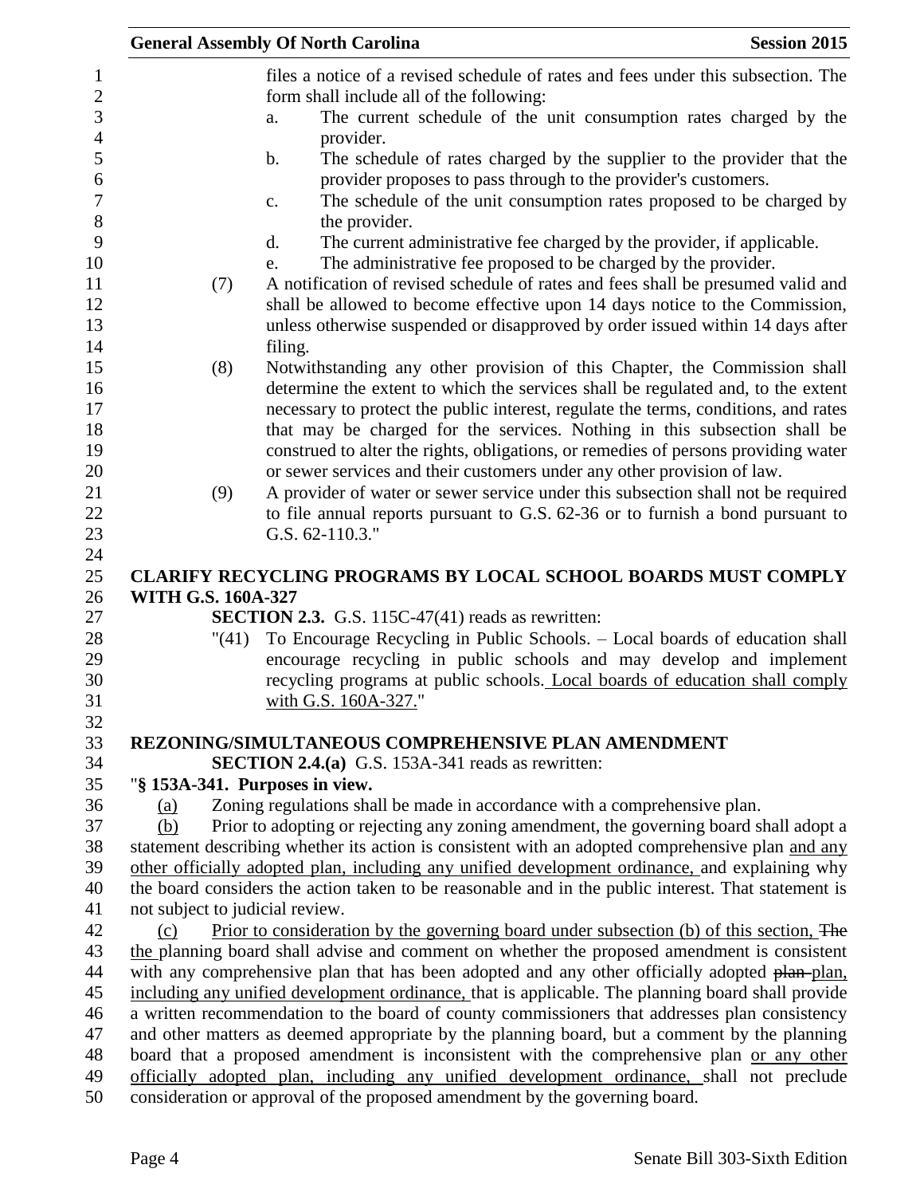files a notice of a revised schedule of rates and fees under this subsection. The form shall include all of the following:

a. The current schedule of the unit consumption rates charged by the provider.

b. The schedule of rates charged by the supplier to the provider that the provider proposes to pass through to the provider's customers.

c. The schedule of the unit consumption rates proposed to be charged by the provider.

d. The current administrative fee charged by the provider, if applicable.

e. The administrative fee proposed to be charged by the provider.

(7) A notification of revised schedule of rates and fees shall be presumed valid and shall be allowed to become effective upon 14 days notice to the Commission, unless otherwise suspended or disapproved by order issued within 14 days after filing.

(8) Notwithstanding any other provision of this Chapter, the Commission shall determine the extent to which the services shall be regulated and, to the extent necessary to protect the public interest, regulate the terms, conditions, and rates that may be charged for the services. Nothing in this subsection shall be construed to alter the rights, obligations, or remedies of persons providing water or sewer services and their customers under any other provision of law.

(9) A provider of water or sewer service under this subsection shall not be required to file annual reports pursuant to G.S. 62-36 or to furnish a bond pursuant to G.S. 62-110.3."

**CLARIFY RECYCLING PROGRAMS BY LOCAL SCHOOL BOARDS MUST COMPLY WITH G.S. 160A-327**

**SECTION 2.3.** G.S. 115C-47(41) reads as rewritten:

"(41) To Encourage Recycling in Public Schools. – Local boards of education shall encourage recycling in public schools and may develop and implement recycling programs at public schools. <u>Local boards of education shall comply with G.S. 160A-327.</u>"

**REZONING/SIMULTANEOUS COMPREHENSIVE PLAN AMENDMENT**

**SECTION 2.4.(a)** G.S. 153A-341 reads as rewritten:

"**§ 153A-341. Purposes in view.**

<u>(a)</u> Zoning regulations shall be made in accordance with a comprehensive plan.

<u>(b)</u> Prior to adopting or rejecting any zoning amendment, the governing board shall adopt a statement describing whether its action is consistent with an adopted comprehensive plan <u>and any other officially adopted plan, including any unified development ordinance,</u> and explaining why the board considers the action taken to be reasonable and in the public interest. That statement is not subject to judicial review.

<u>(c)</u> <u>Prior to consideration by the governing board under subsection (b) of this section,</u> ~~The~~ <u>the</u> planning board shall advise and comment on whether the proposed amendment is consistent with any comprehensive plan that has been adopted and any other officially adopted ~~plan~~ <u>plan, including any unified development ordinance,</u> that is applicable. The planning board shall provide a written recommendation to the board of county commissioners that addresses plan consistency and other matters as deemed appropriate by the planning board, but a comment by the planning board that a proposed amendment is inconsistent with the comprehensive plan <u>or any other officially adopted plan, including any unified development ordinance,</u> shall not preclude consideration or approval of the proposed amendment by the governing board.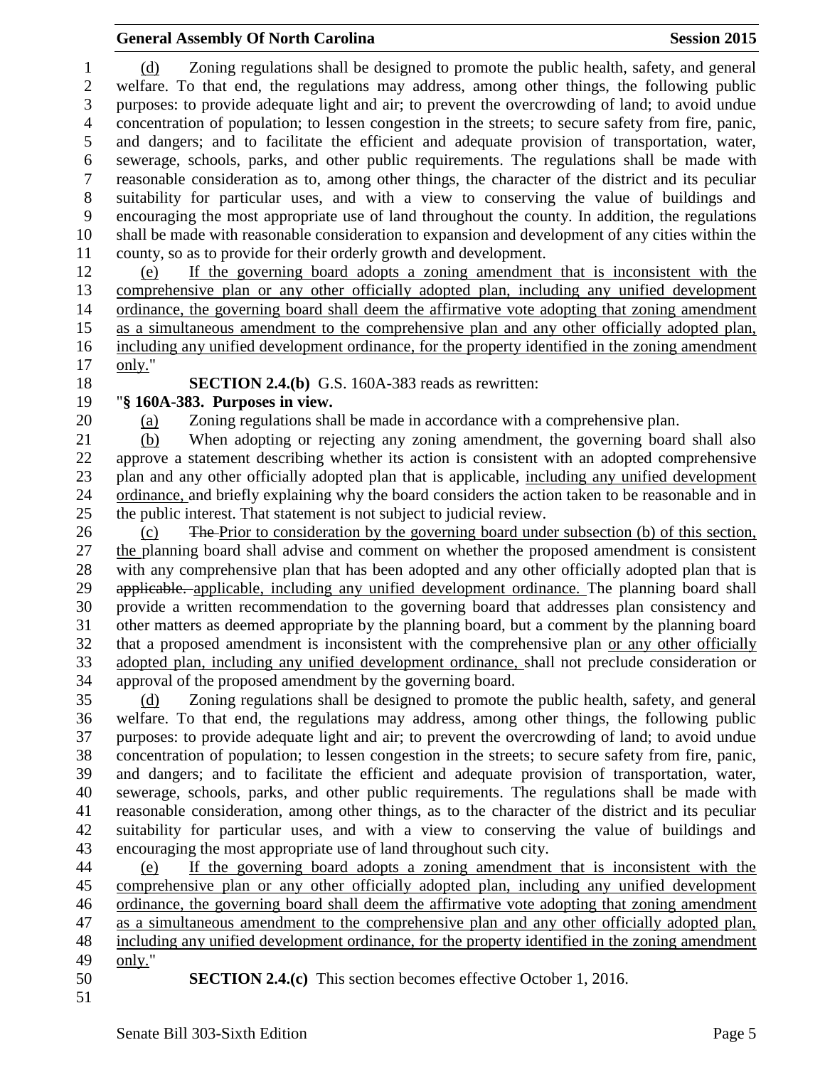(d) Zoning regulations shall be designed to promote the public health, safety, and general welfare. To that end, the regulations may address, among other things, the following public purposes: to provide adequate light and air; to prevent the overcrowding of land; to avoid undue concentration of population; to lessen congestion in the streets; to secure safety from fire, panic, and dangers; and to facilitate the efficient and adequate provision of transportation, water, sewerage, schools, parks, and other public requirements. The regulations shall be made with reasonable consideration as to, among other things, the character of the district and its peculiar suitability for particular uses, and with a view to conserving the value of buildings and encouraging the most appropriate use of land throughout the county. In addition, the regulations shall be made with reasonable consideration to expansion and development of any cities within the county, so as to provide for their orderly growth and development.

(e) If the governing board adopts a zoning amendment that is inconsistent with the comprehensive plan or any other officially adopted plan, including any unified development ordinance, the governing board shall deem the affirmative vote adopting that zoning amendment as a simultaneous amendment to the comprehensive plan and any other officially adopted plan, including any unified development ordinance, for the property identified in the zoning amendment only."

**SECTION 2.4.(b)** G.S. 160A-383 reads as rewritten:

"**§ 160A-383. Purposes in view.**

(a) Zoning regulations shall be made in accordance with a comprehensive plan.

(b) When adopting or rejecting any zoning amendment, the governing board shall also approve a statement describing whether its action is consistent with an adopted comprehensive plan and any other officially adopted plan that is applicable, including any unified development ordinance, and briefly explaining why the board considers the action taken to be reasonable and in the public interest. That statement is not subject to judicial review.

(c) ~~The~~ Prior to consideration by the governing board under subsection (b) of this section, the planning board shall advise and comment on whether the proposed amendment is consistent with any comprehensive plan that has been adopted and any other officially adopted plan that is ~~applicable.~~ applicable, including any unified development ordinance. The planning board shall provide a written recommendation to the governing board that addresses plan consistency and other matters as deemed appropriate by the planning board, but a comment by the planning board that a proposed amendment is inconsistent with the comprehensive plan or any other officially adopted plan, including any unified development ordinance, shall not preclude consideration or approval of the proposed amendment by the governing board.

(d) Zoning regulations shall be designed to promote the public health, safety, and general welfare. To that end, the regulations may address, among other things, the following public purposes: to provide adequate light and air; to prevent the overcrowding of land; to avoid undue concentration of population; to lessen congestion in the streets; to secure safety from fire, panic, and dangers; and to facilitate the efficient and adequate provision of transportation, water, sewerage, schools, parks, and other public requirements. The regulations shall be made with reasonable consideration, among other things, as to the character of the district and its peculiar suitability for particular uses, and with a view to conserving the value of buildings and encouraging the most appropriate use of land throughout such city.

(e) If the governing board adopts a zoning amendment that is inconsistent with the comprehensive plan or any other officially adopted plan, including any unified development ordinance, the governing board shall deem the affirmative vote adopting that zoning amendment as a simultaneous amendment to the comprehensive plan and any other officially adopted plan, including any unified development ordinance, for the property identified in the zoning amendment only."

**SECTION 2.4.(c)** This section becomes effective October 1, 2016.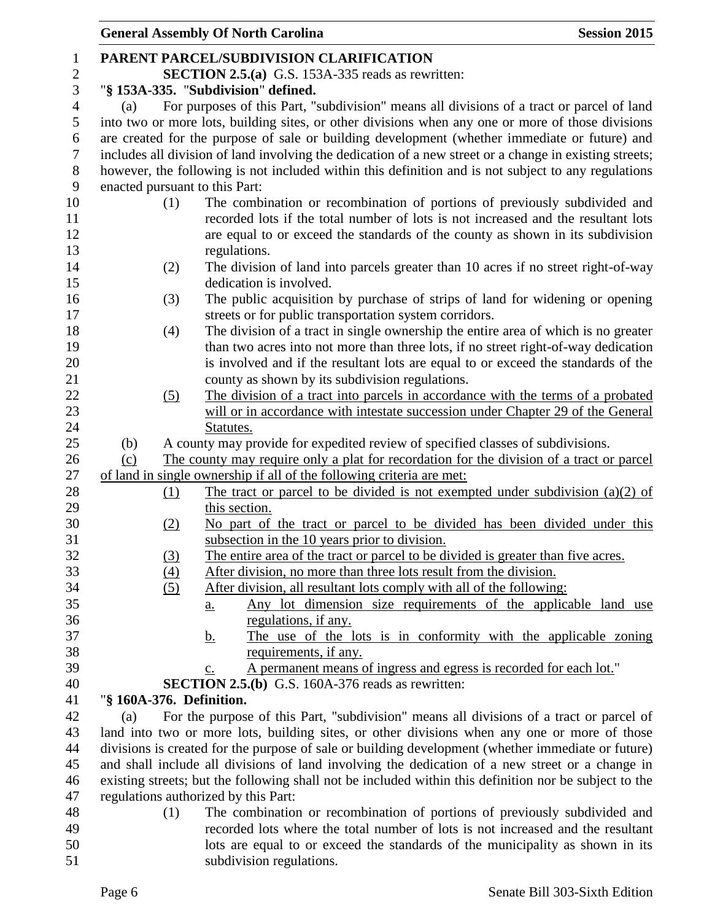**PARENT PARCEL/SUBDIVISION CLARIFICATION**

**SECTION 2.5.(a)** G.S. 153A-335 reads as rewritten:

"**§ 153A-335. "Subdivision" defined.**

(a) For purposes of this Part, "subdivision" means all divisions of a tract or parcel of land into two or more lots, building sites, or other divisions when any one or more of those divisions are created for the purpose of sale or building development (whether immediate or future) and includes all division of land involving the dedication of a new street or a change in existing streets; however, the following is not included within this definition and is not subject to any regulations enacted pursuant to this Part:

(1) The combination or recombination of portions of previously subdivided and recorded lots if the total number of lots is not increased and the resultant lots are equal to or exceed the standards of the county as shown in its subdivision regulations.

(2) The division of land into parcels greater than 10 acres if no street right-of-way dedication is involved.

(3) The public acquisition by purchase of strips of land for widening or opening streets or for public transportation system corridors.

(4) The division of a tract in single ownership the entire area of which is no greater than two acres into not more than three lots, if no street right-of-way dedication is involved and if the resultant lots are equal to or exceed the standards of the county as shown by its subdivision regulations.

<u>(5) The division of a tract into parcels in accordance with the terms of a probated will or in accordance with intestate succession under Chapter 29 of the General Statutes.</u>

(b) A county may provide for expedited review of specified classes of subdivisions.

<u>(c) The county may require only a plat for recordation for the division of a tract or parcel of land in single ownership if all of the following criteria are met:</u>

<u>(1) The tract or parcel to be divided is not exempted under subdivision (a)(2) of this section.</u>

<u>(2) No part of the tract or parcel to be divided has been divided under this subsection in the 10 years prior to division.</u>

<u>(3) The entire area of the tract or parcel to be divided is greater than five acres.</u>

<u>(4) After division, no more than three lots result from the division.</u>

<u>(5) After division, all resultant lots comply with all of the following:</u>

<u>a. Any lot dimension size requirements of the applicable land use regulations, if any.</u>

<u>b. The use of the lots is in conformity with the applicable zoning requirements, if any.</u>

<u>c. A permanent means of ingress and egress is recorded for each lot.</u>"

**SECTION 2.5.(b)** G.S. 160A-376 reads as rewritten:

"**§ 160A-376. Definition.**

(a) For the purpose of this Part, "subdivision" means all divisions of a tract or parcel of land into two or more lots, building sites, or other divisions when any one or more of those divisions is created for the purpose of sale or building development (whether immediate or future) and shall include all divisions of land involving the dedication of a new street or a change in existing streets; but the following shall not be included within this definition nor be subject to the regulations authorized by this Part:

(1) The combination or recombination of portions of previously subdivided and recorded lots where the total number of lots is not increased and the resultant lots are equal to or exceed the standards of the municipality as shown in its subdivision regulations.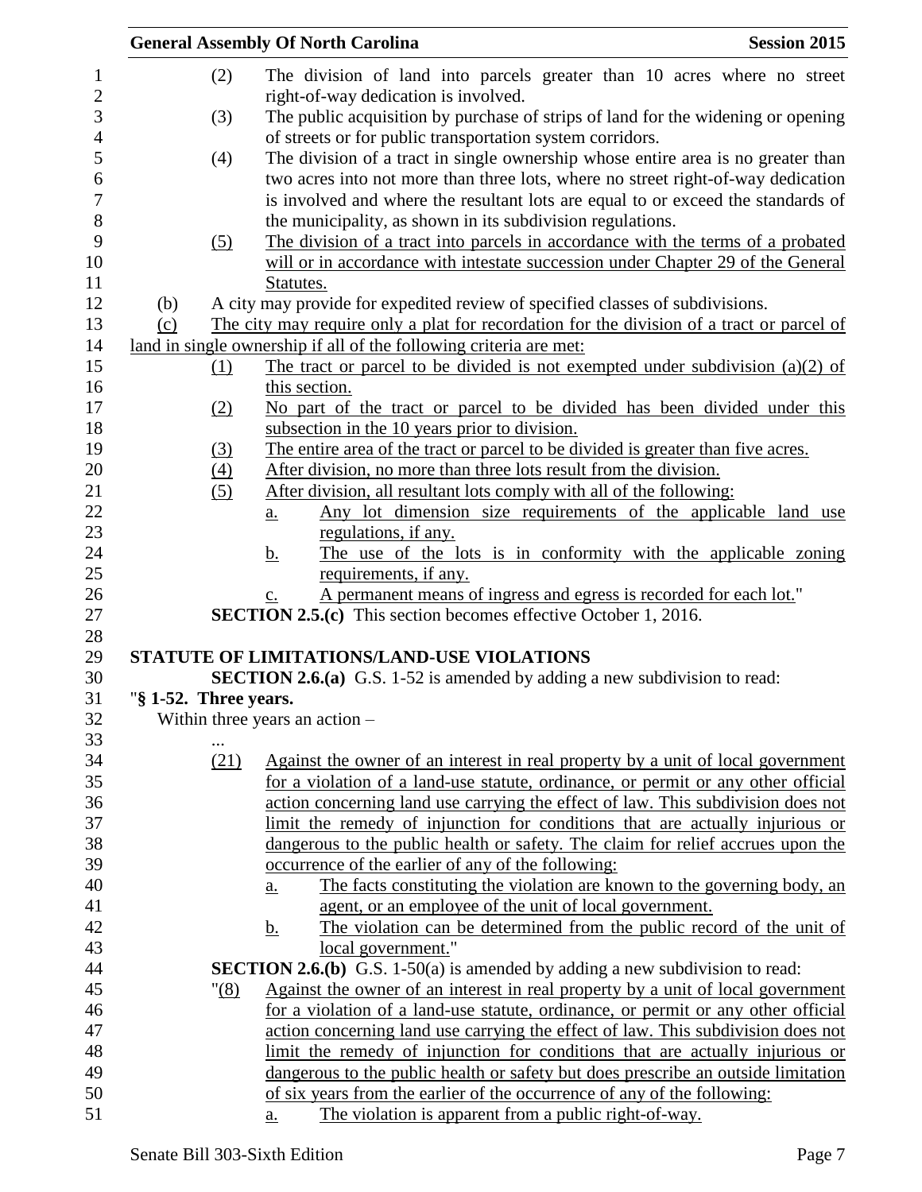(2) The division of land into parcels greater than 10 acres where no street right-of-way dedication is involved.

(3) The public acquisition by purchase of strips of land for the widening or opening of streets or for public transportation system corridors.

(4) The division of a tract in single ownership whose entire area is no greater than two acres into not more than three lots, where no street right-of-way dedication is involved and where the resultant lots are equal to or exceed the standards of the municipality, as shown in its subdivision regulations.

(5) The division of a tract into parcels in accordance with the terms of a probated will or in accordance with intestate succession under Chapter 29 of the General Statutes.

(b) A city may provide for expedited review of specified classes of subdivisions.

(c) The city may require only a plat for recordation for the division of a tract or parcel of land in single ownership if all of the following criteria are met:

(1) The tract or parcel to be divided is not exempted under subdivision (a)(2) of this section.

(2) No part of the tract or parcel to be divided has been divided under this subsection in the 10 years prior to division.

(3) The entire area of the tract or parcel to be divided is greater than five acres.

(4) After division, no more than three lots result from the division.

(5) After division, all resultant lots comply with all of the following:

a. Any lot dimension size requirements of the applicable land use regulations, if any.

b. The use of the lots is in conformity with the applicable zoning requirements, if any.

c. A permanent means of ingress and egress is recorded for each lot."

**SECTION 2.5.(c)** This section becomes effective October 1, 2016.

**STATUTE OF LIMITATIONS/LAND-USE VIOLATIONS**

**SECTION 2.6.(a)** G.S. 1-52 is amended by adding a new subdivision to read:

"**§ 1-52. Three years.**

Within three years an action –

...

(21) Against the owner of an interest in real property by a unit of local government for a violation of a land-use statute, ordinance, or permit or any other official action concerning land use carrying the effect of law. This subdivision does not limit the remedy of injunction for conditions that are actually injurious or dangerous to the public health or safety. The claim for relief accrues upon the occurrence of the earlier of any of the following:

a. The facts constituting the violation are known to the governing body, an agent, or an employee of the unit of local government.

b. The violation can be determined from the public record of the unit of local government."

**SECTION 2.6.(b)** G.S. 1-50(a) is amended by adding a new subdivision to read:

"(8) Against the owner of an interest in real property by a unit of local government for a violation of a land-use statute, ordinance, or permit or any other official action concerning land use carrying the effect of law. This subdivision does not limit the remedy of injunction for conditions that are actually injurious or dangerous to the public health or safety but does prescribe an outside limitation of six years from the earlier of the occurrence of any of the following:

a. The violation is apparent from a public right-of-way.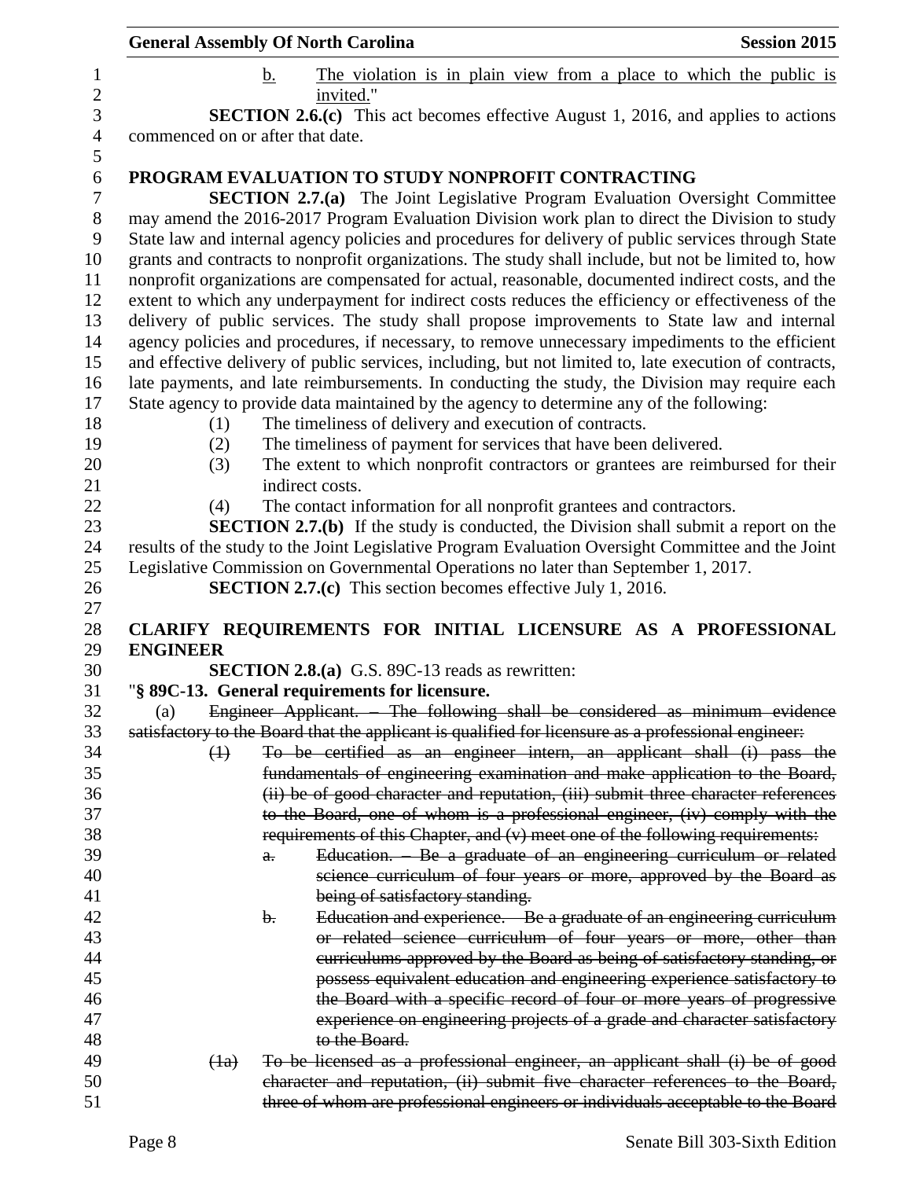b. The violation is in plain view from a place to which the public is invited."

**SECTION 2.6.(c)** This act becomes effective August 1, 2016, and applies to actions commenced on or after that date.

**PROGRAM EVALUATION TO STUDY NONPROFIT CONTRACTING**

**SECTION 2.7.(a)** The Joint Legislative Program Evaluation Oversight Committee may amend the 2016-2017 Program Evaluation Division work plan to direct the Division to study State law and internal agency policies and procedures for delivery of public services through State grants and contracts to nonprofit organizations. The study shall include, but not be limited to, how nonprofit organizations are compensated for actual, reasonable, documented indirect costs, and the extent to which any underpayment for indirect costs reduces the efficiency or effectiveness of the delivery of public services. The study shall propose improvements to State law and internal agency policies and procedures, if necessary, to remove unnecessary impediments to the efficient and effective delivery of public services, including, but not limited to, late execution of contracts, late payments, and late reimbursements. In conducting the study, the Division may require each State agency to provide data maintained by the agency to determine any of the following:

(1) The timeliness of delivery and execution of contracts.
(2) The timeliness of payment for services that have been delivered.
(3) The extent to which nonprofit contractors or grantees are reimbursed for their indirect costs.
(4) The contact information for all nonprofit grantees and contractors.

**SECTION 2.7.(b)** If the study is conducted, the Division shall submit a report on the results of the study to the Joint Legislative Program Evaluation Oversight Committee and the Joint Legislative Commission on Governmental Operations no later than September 1, 2017.

**SECTION 2.7.(c)** This section becomes effective July 1, 2016.

**CLARIFY REQUIREMENTS FOR INITIAL LICENSURE AS A PROFESSIONAL ENGINEER**

**SECTION 2.8.(a)** G.S. 89C-13 reads as rewritten:

"**§ 89C-13. General requirements for licensure.**

(a) ~~Engineer Applicant. – The following shall be considered as minimum evidence satisfactory to the Board that the applicant is qualified for licensure as a professional engineer:~~

~~(1) To be certified as an engineer intern, an applicant shall (i) pass the fundamentals of engineering examination and make application to the Board, (ii) be of good character and reputation, (iii) submit three character references to the Board, one of whom is a professional engineer, (iv) comply with the requirements of this Chapter, and (v) meet one of the following requirements:~~

~~a. Education. – Be a graduate of an engineering curriculum or related science curriculum of four years or more, approved by the Board as being of satisfactory standing.~~

~~b. Education and experience. – Be a graduate of an engineering curriculum or related science curriculum of four years or more, other than curriculums approved by the Board as being of satisfactory standing, or possess equivalent education and engineering experience satisfactory to the Board with a specific record of four or more years of progressive experience on engineering projects of a grade and character satisfactory to the Board.~~

~~(1a) To be licensed as a professional engineer, an applicant shall (i) be of good character and reputation, (ii) submit five character references to the Board, three of whom are professional engineers or individuals acceptable to the Board~~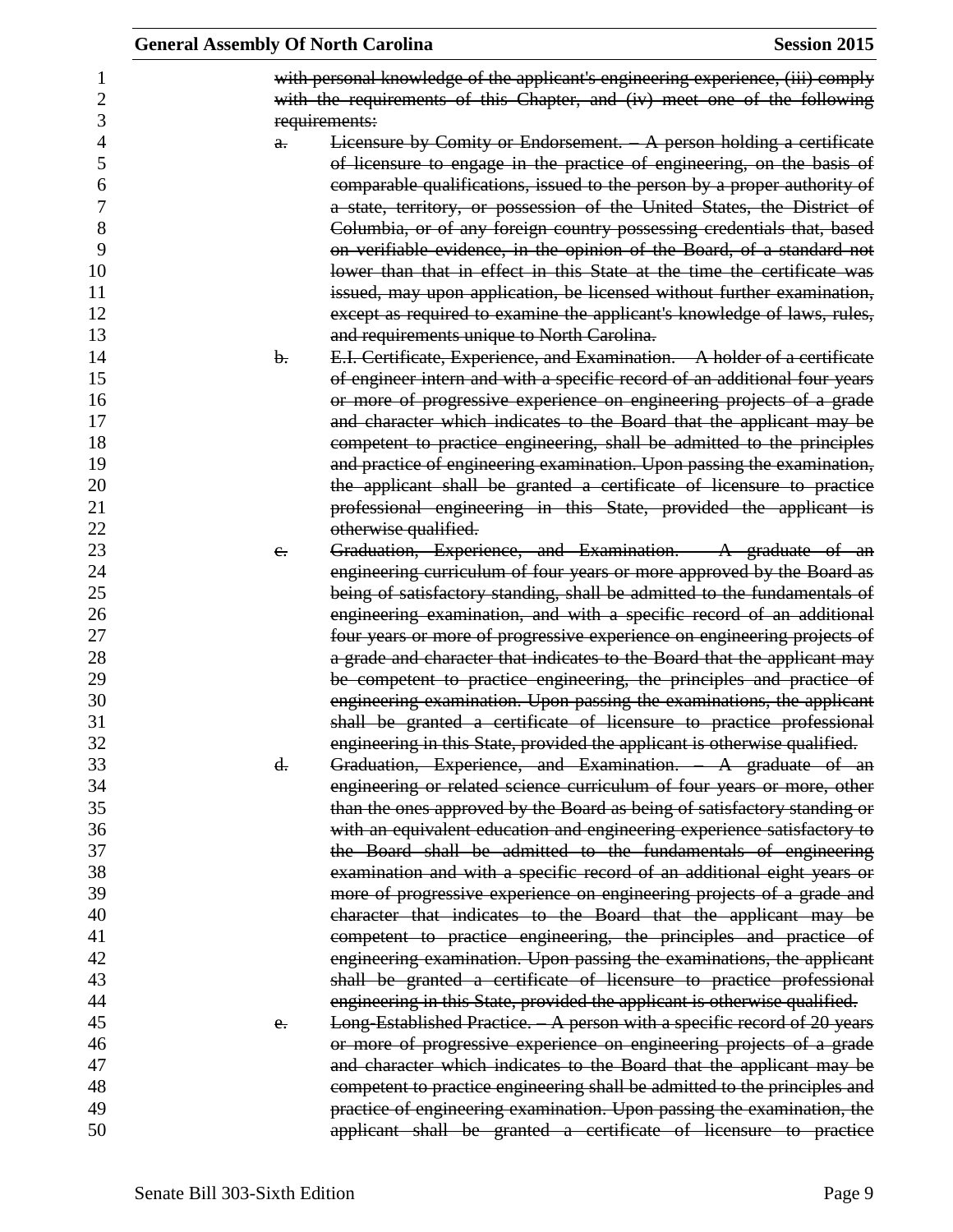~~with personal knowledge of the applicant's engineering experience, (iii) comply with the requirements of this Chapter, and (iv) meet one of the following requirements:~~

~~a. Licensure by Comity or Endorsement. – A person holding a certificate of licensure to engage in the practice of engineering, on the basis of comparable qualifications, issued to the person by a proper authority of a state, territory, or possession of the United States, the District of Columbia, or of any foreign country possessing credentials that, based on verifiable evidence, in the opinion of the Board, of a standard not lower than that in effect in this State at the time the certificate was issued, may upon application, be licensed without further examination, except as required to examine the applicant's knowledge of laws, rules, and requirements unique to North Carolina.~~

~~b. E.I. Certificate, Experience, and Examination. – A holder of a certificate of engineer intern and with a specific record of an additional four years or more of progressive experience on engineering projects of a grade and character which indicates to the Board that the applicant may be competent to practice engineering, shall be admitted to the principles and practice of engineering examination. Upon passing the examination, the applicant shall be granted a certificate of licensure to practice professional engineering in this State, provided the applicant is otherwise qualified.~~

~~c. Graduation, Experience, and Examination. – A graduate of an engineering curriculum of four years or more approved by the Board as being of satisfactory standing, shall be admitted to the fundamentals of engineering examination, and with a specific record of an additional four years or more of progressive experience on engineering projects of a grade and character that indicates to the Board that the applicant may be competent to practice engineering, the principles and practice of engineering examination. Upon passing the examinations, the applicant shall be granted a certificate of licensure to practice professional engineering in this State, provided the applicant is otherwise qualified.~~

~~d. Graduation, Experience, and Examination. – A graduate of an engineering or related science curriculum of four years or more, other than the ones approved by the Board as being of satisfactory standing or with an equivalent education and engineering experience satisfactory to the Board shall be admitted to the fundamentals of engineering examination and with a specific record of an additional eight years or more of progressive experience on engineering projects of a grade and character that indicates to the Board that the applicant may be competent to practice engineering, the principles and practice of engineering examination. Upon passing the examinations, the applicant shall be granted a certificate of licensure to practice professional engineering in this State, provided the applicant is otherwise qualified.~~

~~e. Long-Established Practice. – A person with a specific record of 20 years or more of progressive experience on engineering projects of a grade and character which indicates to the Board that the applicant may be competent to practice engineering shall be admitted to the principles and practice of engineering examination. Upon passing the examination, the applicant shall be granted a certificate of licensure to practice~~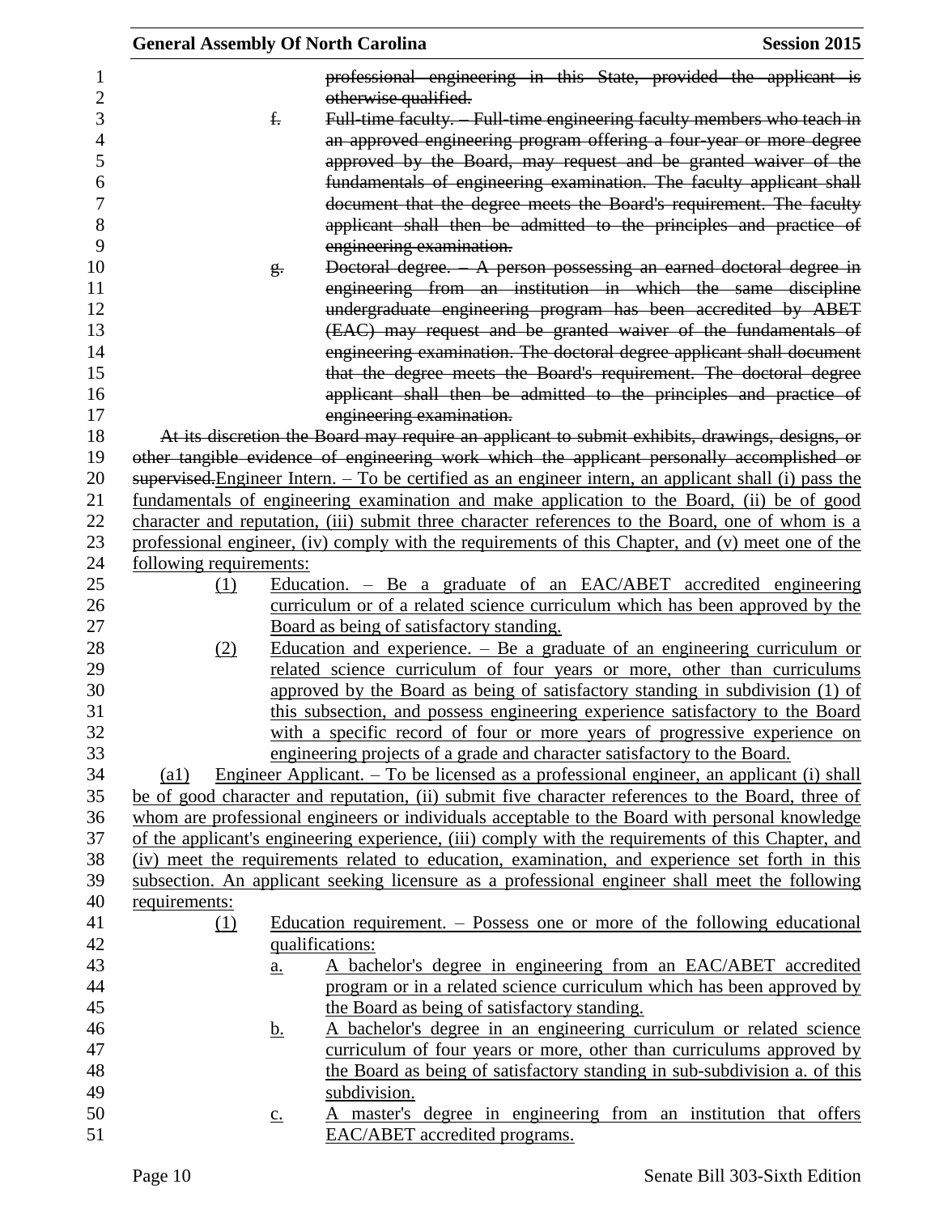~~professional engineering in this State, provided the applicant is otherwise qualified.~~

~~f. Full-time faculty. – Full-time engineering faculty members who teach in an approved engineering program offering a four-year or more degree approved by the Board, may request and be granted waiver of the fundamentals of engineering examination. The faculty applicant shall document that the degree meets the Board's requirement. The faculty applicant shall then be admitted to the principles and practice of engineering examination.~~

~~g. Doctoral degree. – A person possessing an earned doctoral degree in engineering from an institution in which the same discipline undergraduate engineering program has been accredited by ABET (EAC) may request and be granted waiver of the fundamentals of engineering examination. The doctoral degree applicant shall document that the degree meets the Board's requirement. The doctoral degree applicant shall then be admitted to the principles and practice of engineering examination.~~

~~At its discretion the Board may require an applicant to submit exhibits, drawings, designs, or other tangible evidence of engineering work which the applicant personally accomplished or supervised.~~<u>Engineer Intern. – To be certified as an engineer intern, an applicant shall (i) pass the fundamentals of engineering examination and make application to the Board, (ii) be of good character and reputation, (iii) submit three character references to the Board, one of whom is a professional engineer, (iv) comply with the requirements of this Chapter, and (v) meet one of the following requirements:</u>

<u>(1)</u> <u>Education. – Be a graduate of an EAC/ABET accredited engineering curriculum or of a related science curriculum which has been approved by the Board as being of satisfactory standing.</u>

<u>(2)</u> <u>Education and experience. – Be a graduate of an engineering curriculum or related science curriculum of four years or more, other than curriculums approved by the Board as being of satisfactory standing in subdivision (1) of this subsection, and possess engineering experience satisfactory to the Board with a specific record of four or more years of progressive experience on engineering projects of a grade and character satisfactory to the Board.</u>

<u>(a1)</u> <u>Engineer Applicant. – To be licensed as a professional engineer, an applicant (i) shall be of good character and reputation, (ii) submit five character references to the Board, three of whom are professional engineers or individuals acceptable to the Board with personal knowledge of the applicant's engineering experience, (iii) comply with the requirements of this Chapter, and (iv) meet the requirements related to education, examination, and experience set forth in this subsection. An applicant seeking licensure as a professional engineer shall meet the following requirements:</u>

<u>(1)</u> <u>Education requirement. – Possess one or more of the following educational qualifications:</u>

<u>a.</u> <u>A bachelor's degree in engineering from an EAC/ABET accredited program or in a related science curriculum which has been approved by the Board as being of satisfactory standing.</u>

<u>b.</u> <u>A bachelor's degree in an engineering curriculum or related science curriculum of four years or more, other than curriculums approved by the Board as being of satisfactory standing in sub-subdivision a. of this subdivision.</u>

<u>c.</u> <u>A master's degree in engineering from an institution that offers EAC/ABET accredited programs.</u>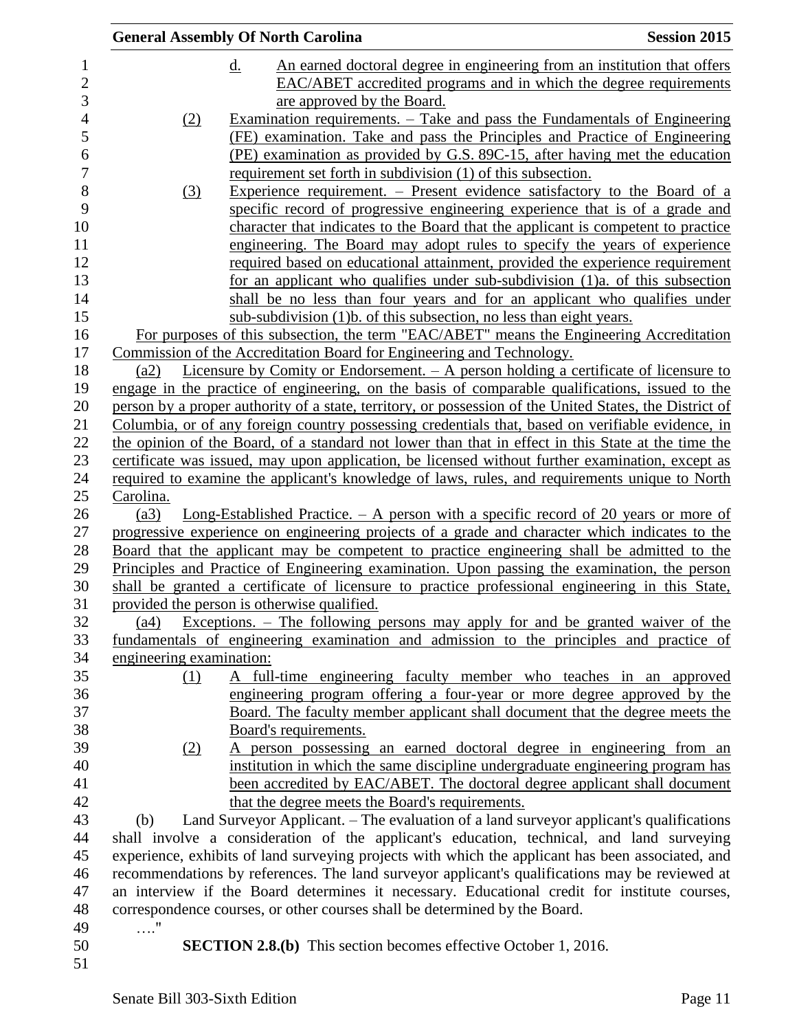d. An earned doctoral degree in engineering from an institution that offers EAC/ABET accredited programs and in which the degree requirements are approved by the Board.

(2) Examination requirements. – Take and pass the Fundamentals of Engineering (FE) examination. Take and pass the Principles and Practice of Engineering (PE) examination as provided by G.S. 89C-15, after having met the education requirement set forth in subdivision (1) of this subsection.

(3) Experience requirement. – Present evidence satisfactory to the Board of a specific record of progressive engineering experience that is of a grade and character that indicates to the Board that the applicant is competent to practice engineering. The Board may adopt rules to specify the years of experience required based on educational attainment, provided the experience requirement for an applicant who qualifies under sub-subdivision (1)a. of this subsection shall be no less than four years and for an applicant who qualifies under sub-subdivision (1)b. of this subsection, no less than eight years.

For purposes of this subsection, the term "EAC/ABET" means the Engineering Accreditation Commission of the Accreditation Board for Engineering and Technology.

(a2) Licensure by Comity or Endorsement. – A person holding a certificate of licensure to engage in the practice of engineering, on the basis of comparable qualifications, issued to the person by a proper authority of a state, territory, or possession of the United States, the District of Columbia, or of any foreign country possessing credentials that, based on verifiable evidence, in the opinion of the Board, of a standard not lower than that in effect in this State at the time the certificate was issued, may upon application, be licensed without further examination, except as required to examine the applicant's knowledge of laws, rules, and requirements unique to North Carolina.

(a3) Long-Established Practice. – A person with a specific record of 20 years or more of progressive experience on engineering projects of a grade and character which indicates to the Board that the applicant may be competent to practice engineering shall be admitted to the Principles and Practice of Engineering examination. Upon passing the examination, the person shall be granted a certificate of licensure to practice professional engineering in this State, provided the person is otherwise qualified.

(a4) Exceptions. – The following persons may apply for and be granted waiver of the fundamentals of engineering examination and admission to the principles and practice of engineering examination:

(1) A full-time engineering faculty member who teaches in an approved engineering program offering a four-year or more degree approved by the Board. The faculty member applicant shall document that the degree meets the Board's requirements.

(2) A person possessing an earned doctoral degree in engineering from an institution in which the same discipline undergraduate engineering program has been accredited by EAC/ABET. The doctoral degree applicant shall document that the degree meets the Board's requirements.

(b) Land Surveyor Applicant. – The evaluation of a land surveyor applicant's qualifications shall involve a consideration of the applicant's education, technical, and land surveying experience, exhibits of land surveying projects with which the applicant has been associated, and recommendations by references. The land surveyor applicant's qualifications may be reviewed at an interview if the Board determines it necessary. Educational credit for institute courses, correspondence courses, or other courses shall be determined by the Board.

…."

**SECTION 2.8.(b)** This section becomes effective October 1, 2016.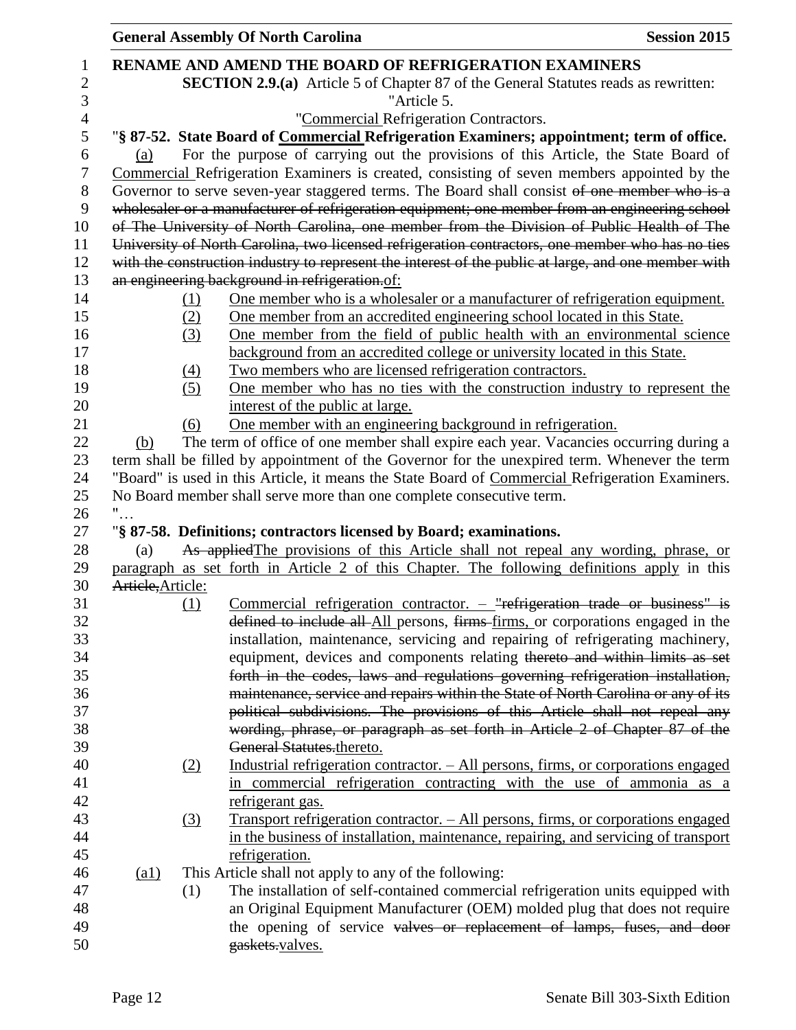**RENAME AND AMEND THE BOARD OF REFRIGERATION EXAMINERS**

**SECTION 2.9.(a)** Article 5 of Chapter 87 of the General Statutes reads as rewritten:

"Article 5.

"Commercial Refrigeration Contractors.

"**§ 87-52. State Board of Commercial Refrigeration Examiners; appointment; term of office.**

(a) For the purpose of carrying out the provisions of this Article, the State Board of Commercial Refrigeration Examiners is created, consisting of seven members appointed by the Governor to serve seven-year staggered terms. The Board shall consist ~~of one member who is a wholesaler or a manufacturer of refrigeration equipment; one member from an engineering school of The University of North Carolina, one member from the Division of Public Health of The University of North Carolina, two licensed refrigeration contractors, one member who has no ties with the construction industry to represent the interest of the public at large, and one member with an engineering background in refrigeration.~~of:

(1) One member who is a wholesaler or a manufacturer of refrigeration equipment.

(2) One member from an accredited engineering school located in this State.

(3) One member from the field of public health with an environmental science background from an accredited college or university located in this State.

(4) Two members who are licensed refrigeration contractors.

(5) One member who has no ties with the construction industry to represent the interest of the public at large.

(6) One member with an engineering background in refrigeration.

(b) The term of office of one member shall expire each year. Vacancies occurring during a term shall be filled by appointment of the Governor for the unexpired term. Whenever the term "Board" is used in this Article, it means the State Board of Commercial Refrigeration Examiners. No Board member shall serve more than one complete consecutive term.

"…

"**§ 87-58. Definitions; contractors licensed by Board; examinations.**

(a) ~~As applied~~The provisions of this Article shall not repeal any wording, phrase, or paragraph as set forth in Article 2 of this Chapter. The following definitions apply in this ~~Article,~~Article:

(1) Commercial refrigeration contractor. – ~~"refrigeration trade or business" is defined to include all~~ All persons, ~~firms~~ firms, or corporations engaged in the installation, maintenance, servicing and repairing of refrigerating machinery, equipment, devices and components relating ~~thereto and within limits as set forth in the codes, laws and regulations governing refrigeration installation, maintenance, service and repairs within the State of North Carolina or any of its political subdivisions. The provisions of this Article shall not repeal any wording, phrase, or paragraph as set forth in Article 2 of Chapter 87 of the General Statutes.~~thereto.

(2) Industrial refrigeration contractor. – All persons, firms, or corporations engaged in commercial refrigeration contracting with the use of ammonia as a refrigerant gas.

(3) Transport refrigeration contractor. – All persons, firms, or corporations engaged in the business of installation, maintenance, repairing, and servicing of transport refrigeration.

(a1) This Article shall not apply to any of the following:

(1) The installation of self-contained commercial refrigeration units equipped with an Original Equipment Manufacturer (OEM) molded plug that does not require the opening of service ~~valves or replacement of lamps, fuses, and door gaskets.~~valves.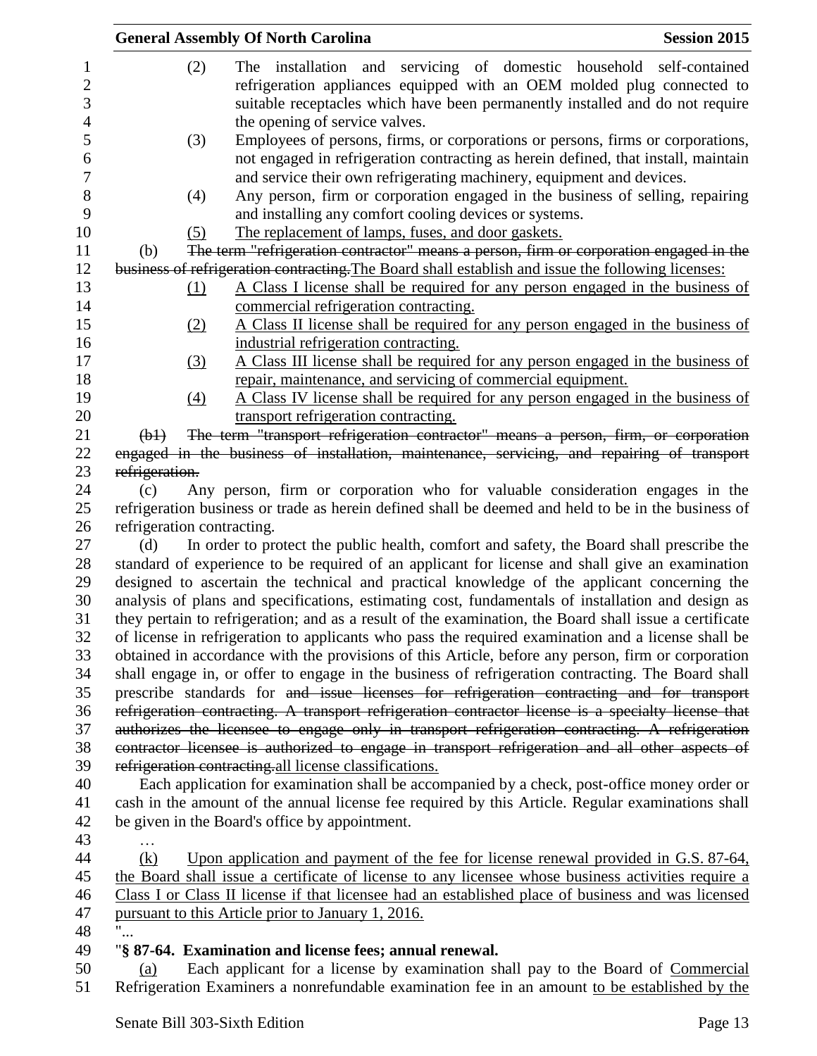(2) The installation and servicing of domestic household self-contained refrigeration appliances equipped with an OEM molded plug connected to suitable receptacles which have been permanently installed and do not require the opening of service valves.

(3) Employees of persons, firms, or corporations or persons, firms or corporations, not engaged in refrigeration contracting as herein defined, that install, maintain and service their own refrigerating machinery, equipment and devices.

(4) Any person, firm or corporation engaged in the business of selling, repairing and installing any comfort cooling devices or systems.

<u>(5) The replacement of lamps, fuses, and door gaskets.</u>

(b) ~~The term "refrigeration contractor" means a person, firm or corporation engaged in the business of refrigeration contracting.~~<u>The Board shall establish and issue the following licenses:</u>

<u>(1) A Class I license shall be required for any person engaged in the business of commercial refrigeration contracting.</u>

<u>(2) A Class II license shall be required for any person engaged in the business of industrial refrigeration contracting.</u>

<u>(3) A Class III license shall be required for any person engaged in the business of repair, maintenance, and servicing of commercial equipment.</u>

<u>(4) A Class IV license shall be required for any person engaged in the business of transport refrigeration contracting.</u>

~~(b1) The term "transport refrigeration contractor" means a person, firm, or corporation engaged in the business of installation, maintenance, servicing, and repairing of transport refrigeration.~~

(c) Any person, firm or corporation who for valuable consideration engages in the refrigeration business or trade as herein defined shall be deemed and held to be in the business of refrigeration contracting.

(d) In order to protect the public health, comfort and safety, the Board shall prescribe the standard of experience to be required of an applicant for license and shall give an examination designed to ascertain the technical and practical knowledge of the applicant concerning the analysis of plans and specifications, estimating cost, fundamentals of installation and design as they pertain to refrigeration; and as a result of the examination, the Board shall issue a certificate of license in refrigeration to applicants who pass the required examination and a license shall be obtained in accordance with the provisions of this Article, before any person, firm or corporation shall engage in, or offer to engage in the business of refrigeration contracting. The Board shall prescribe standards for ~~and issue licenses for refrigeration contracting and for transport refrigeration contracting. A transport refrigeration contractor license is a specialty license that authorizes the licensee to engage only in transport refrigeration contracting. A refrigeration contractor licensee is authorized to engage in transport refrigeration and all other aspects of refrigeration contracting.~~<u>all license classifications.</u>

Each application for examination shall be accompanied by a check, post-office money order or cash in the amount of the annual license fee required by this Article. Regular examinations shall be given in the Board's office by appointment.

…

<u>(k) Upon application and payment of the fee for license renewal provided in G.S. 87-64, the Board shall issue a certificate of license to any licensee whose business activities require a Class I or Class II license if that licensee had an established place of business and was licensed pursuant to this Article prior to January 1, 2016.</u>

"...

"**§ 87-64. Examination and license fees; annual renewal.**

<u>(a)</u> Each applicant for a license by examination shall pay to the Board of <u>Commercial</u> Refrigeration Examiners a nonrefundable examination fee in an amount <u>to be established by the</u>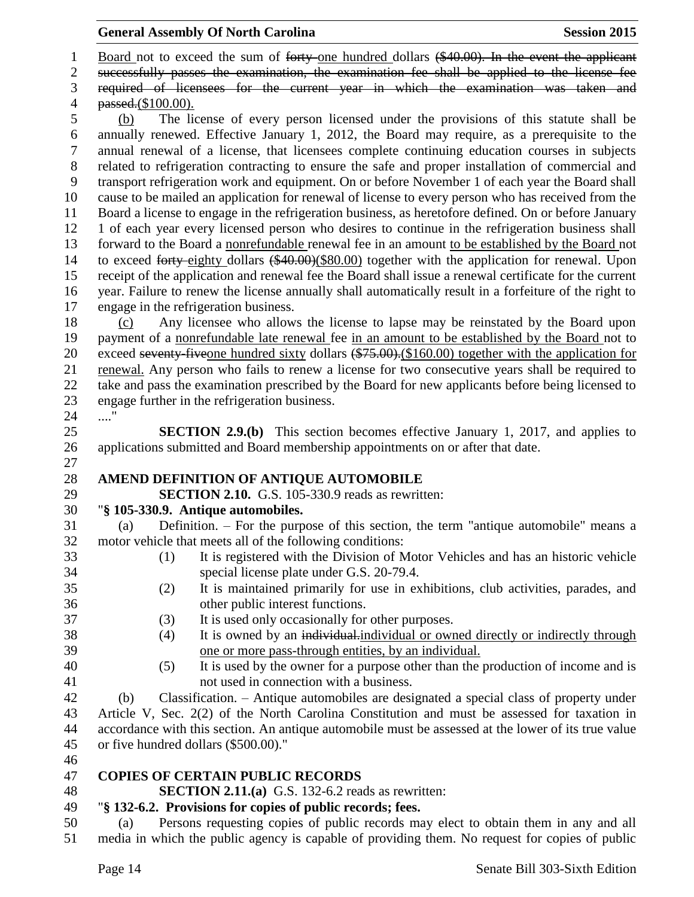Board not to exceed the sum of ~~forty~~ one hundred dollars ~~($40.00). In the event the applicant successfully passes the examination, the examination fee shall be applied to the license fee required of licensees for the current year in which the examination was taken and passed.~~($100.00).

(b) The license of every person licensed under the provisions of this statute shall be annually renewed. Effective January 1, 2012, the Board may require, as a prerequisite to the annual renewal of a license, that licensees complete continuing education courses in subjects related to refrigeration contracting to ensure the safe and proper installation of commercial and transport refrigeration work and equipment. On or before November 1 of each year the Board shall cause to be mailed an application for renewal of license to every person who has received from the Board a license to engage in the refrigeration business, as heretofore defined. On or before January 1 of each year every licensed person who desires to continue in the refrigeration business shall forward to the Board a nonrefundable renewal fee in an amount to be established by the Board not to exceed ~~forty~~ eighty dollars ~~($40.00)~~($80.00) together with the application for renewal. Upon receipt of the application and renewal fee the Board shall issue a renewal certificate for the current year. Failure to renew the license annually shall automatically result in a forfeiture of the right to engage in the refrigeration business.

(c) Any licensee who allows the license to lapse may be reinstated by the Board upon payment of a nonrefundable late renewal fee in an amount to be established by the Board not to exceed ~~seventy-five~~one hundred sixty dollars ~~($75.00).~~($160.00) together with the application for renewal. Any person who fails to renew a license for two consecutive years shall be required to take and pass the examination prescribed by the Board for new applicants before being licensed to engage further in the refrigeration business.

...."

**SECTION 2.9.(b)** This section becomes effective January 1, 2017, and applies to applications submitted and Board membership appointments on or after that date.

## AMEND DEFINITION OF ANTIQUE AUTOMOBILE

**SECTION 2.10.** G.S. 105-330.9 reads as rewritten:

"**§ 105-330.9. Antique automobiles.**

(a) Definition. – For the purpose of this section, the term "antique automobile" means a motor vehicle that meets all of the following conditions:

(1) It is registered with the Division of Motor Vehicles and has an historic vehicle special license plate under G.S. 20-79.4.

(2) It is maintained primarily for use in exhibitions, club activities, parades, and other public interest functions.

(3) It is used only occasionally for other purposes.

(4) It is owned by an ~~individual.~~individual or owned directly or indirectly through one or more pass-through entities, by an individual.

(5) It is used by the owner for a purpose other than the production of income and is not used in connection with a business.

(b) Classification. – Antique automobiles are designated a special class of property under Article V, Sec. 2(2) of the North Carolina Constitution and must be assessed for taxation in accordance with this section. An antique automobile must be assessed at the lower of its true value or five hundred dollars ($500.00)."

## COPIES OF CERTAIN PUBLIC RECORDS

**SECTION 2.11.(a)** G.S. 132-6.2 reads as rewritten:

"**§ 132-6.2. Provisions for copies of public records; fees.**

(a) Persons requesting copies of public records may elect to obtain them in any and all media in which the public agency is capable of providing them. No request for copies of public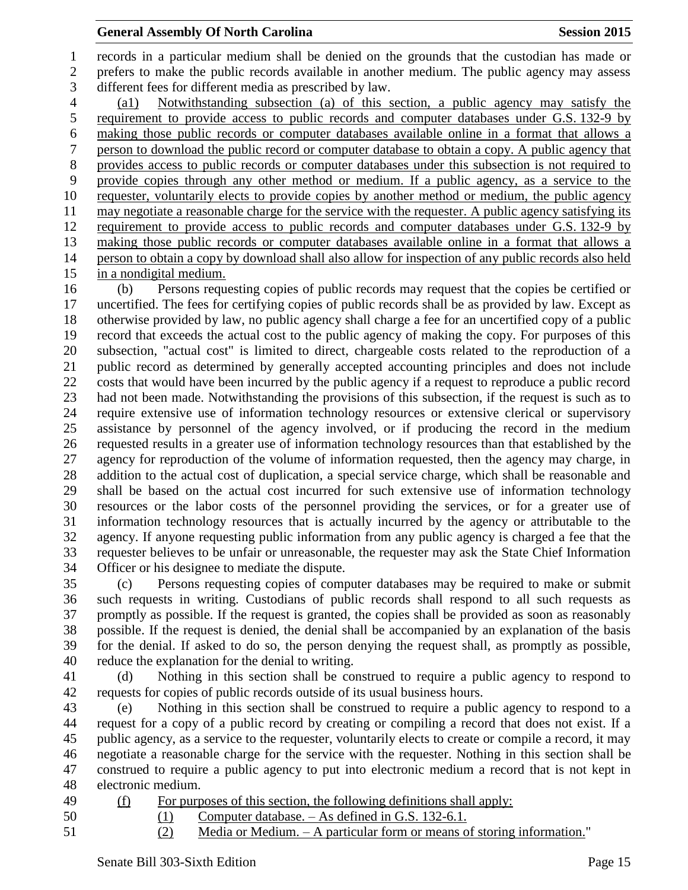records in a particular medium shall be denied on the grounds that the custodian has made or prefers to make the public records available in another medium. The public agency may assess different fees for different media as prescribed by law.

(a1) Notwithstanding subsection (a) of this section, a public agency may satisfy the requirement to provide access to public records and computer databases under G.S. 132-9 by making those public records or computer databases available online in a format that allows a person to download the public record or computer database to obtain a copy. A public agency that provides access to public records or computer databases under this subsection is not required to provide copies through any other method or medium. If a public agency, as a service to the requester, voluntarily elects to provide copies by another method or medium, the public agency may negotiate a reasonable charge for the service with the requester. A public agency satisfying its requirement to provide access to public records and computer databases under G.S. 132-9 by making those public records or computer databases available online in a format that allows a person to obtain a copy by download shall also allow for inspection of any public records also held in a nondigital medium.

(b) Persons requesting copies of public records may request that the copies be certified or uncertified. The fees for certifying copies of public records shall be as provided by law. Except as otherwise provided by law, no public agency shall charge a fee for an uncertified copy of a public record that exceeds the actual cost to the public agency of making the copy. For purposes of this subsection, "actual cost" is limited to direct, chargeable costs related to the reproduction of a public record as determined by generally accepted accounting principles and does not include costs that would have been incurred by the public agency if a request to reproduce a public record had not been made. Notwithstanding the provisions of this subsection, if the request is such as to require extensive use of information technology resources or extensive clerical or supervisory assistance by personnel of the agency involved, or if producing the record in the medium requested results in a greater use of information technology resources than that established by the agency for reproduction of the volume of information requested, then the agency may charge, in addition to the actual cost of duplication, a special service charge, which shall be reasonable and shall be based on the actual cost incurred for such extensive use of information technology resources or the labor costs of the personnel providing the services, or for a greater use of information technology resources that is actually incurred by the agency or attributable to the agency. If anyone requesting public information from any public agency is charged a fee that the requester believes to be unfair or unreasonable, the requester may ask the State Chief Information Officer or his designee to mediate the dispute.

(c) Persons requesting copies of computer databases may be required to make or submit such requests in writing. Custodians of public records shall respond to all such requests as promptly as possible. If the request is granted, the copies shall be provided as soon as reasonably possible. If the request is denied, the denial shall be accompanied by an explanation of the basis for the denial. If asked to do so, the person denying the request shall, as promptly as possible, reduce the explanation for the denial to writing.

(d) Nothing in this section shall be construed to require a public agency to respond to requests for copies of public records outside of its usual business hours.

(e) Nothing in this section shall be construed to require a public agency to respond to a request for a copy of a public record by creating or compiling a record that does not exist. If a public agency, as a service to the requester, voluntarily elects to create or compile a record, it may negotiate a reasonable charge for the service with the requester. Nothing in this section shall be construed to require a public agency to put into electronic medium a record that is not kept in electronic medium.

(f) For purposes of this section, the following definitions shall apply:

(1) Computer database. – As defined in G.S. 132-6.1.

(2) Media or Medium. – A particular form or means of storing information."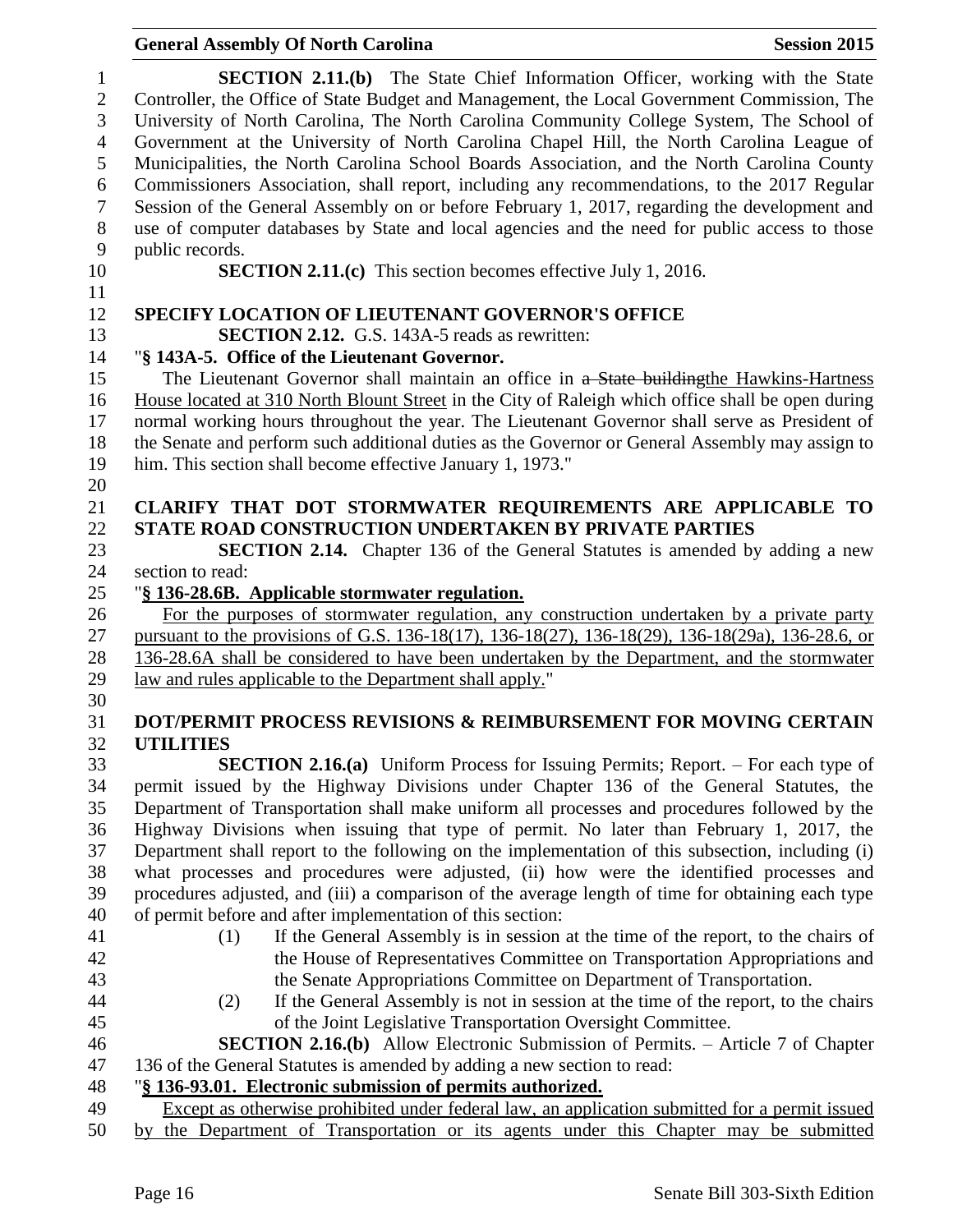**SECTION 2.11.(b)** The State Chief Information Officer, working with the State Controller, the Office of State Budget and Management, the Local Government Commission, The University of North Carolina, The North Carolina Community College System, The School of Government at the University of North Carolina Chapel Hill, the North Carolina League of Municipalities, the North Carolina School Boards Association, and the North Carolina County Commissioners Association, shall report, including any recommendations, to the 2017 Regular Session of the General Assembly on or before February 1, 2017, regarding the development and use of computer databases by State and local agencies and the need for public access to those public records.

**SECTION 2.11.(c)** This section becomes effective July 1, 2016.

**SPECIFY LOCATION OF LIEUTENANT GOVERNOR'S OFFICE**

**SECTION 2.12.** G.S. 143A-5 reads as rewritten:

"**§ 143A-5. Office of the Lieutenant Governor.**

The Lieutenant Governor shall maintain an office in ~~a State building~~the Hawkins-Hartness House located at 310 North Blount Street in the City of Raleigh which office shall be open during normal working hours throughout the year. The Lieutenant Governor shall serve as President of the Senate and perform such additional duties as the Governor or General Assembly may assign to him. This section shall become effective January 1, 1973."

**CLARIFY THAT DOT STORMWATER REQUIREMENTS ARE APPLICABLE TO STATE ROAD CONSTRUCTION UNDERTAKEN BY PRIVATE PARTIES**

**SECTION 2.14.** Chapter 136 of the General Statutes is amended by adding a new section to read:

"**§ 136-28.6B. Applicable stormwater regulation.**

For the purposes of stormwater regulation, any construction undertaken by a private party pursuant to the provisions of G.S. 136-18(17), 136-18(27), 136-18(29), 136-18(29a), 136-28.6, or 136-28.6A shall be considered to have been undertaken by the Department, and the stormwater law and rules applicable to the Department shall apply."

**DOT/PERMIT PROCESS REVISIONS & REIMBURSEMENT FOR MOVING CERTAIN UTILITIES**

**SECTION 2.16.(a)** Uniform Process for Issuing Permits; Report. – For each type of permit issued by the Highway Divisions under Chapter 136 of the General Statutes, the Department of Transportation shall make uniform all processes and procedures followed by the Highway Divisions when issuing that type of permit. No later than February 1, 2017, the Department shall report to the following on the implementation of this subsection, including (i) what processes and procedures were adjusted, (ii) how were the identified processes and procedures adjusted, and (iii) a comparison of the average length of time for obtaining each type of permit before and after implementation of this section:

(1) If the General Assembly is in session at the time of the report, to the chairs of the House of Representatives Committee on Transportation Appropriations and the Senate Appropriations Committee on Department of Transportation.

(2) If the General Assembly is not in session at the time of the report, to the chairs of the Joint Legislative Transportation Oversight Committee.

**SECTION 2.16.(b)** Allow Electronic Submission of Permits. – Article 7 of Chapter 136 of the General Statutes is amended by adding a new section to read:

"**§ 136-93.01. Electronic submission of permits authorized.**

Except as otherwise prohibited under federal law, an application submitted for a permit issued by the Department of Transportation or its agents under this Chapter may be submitted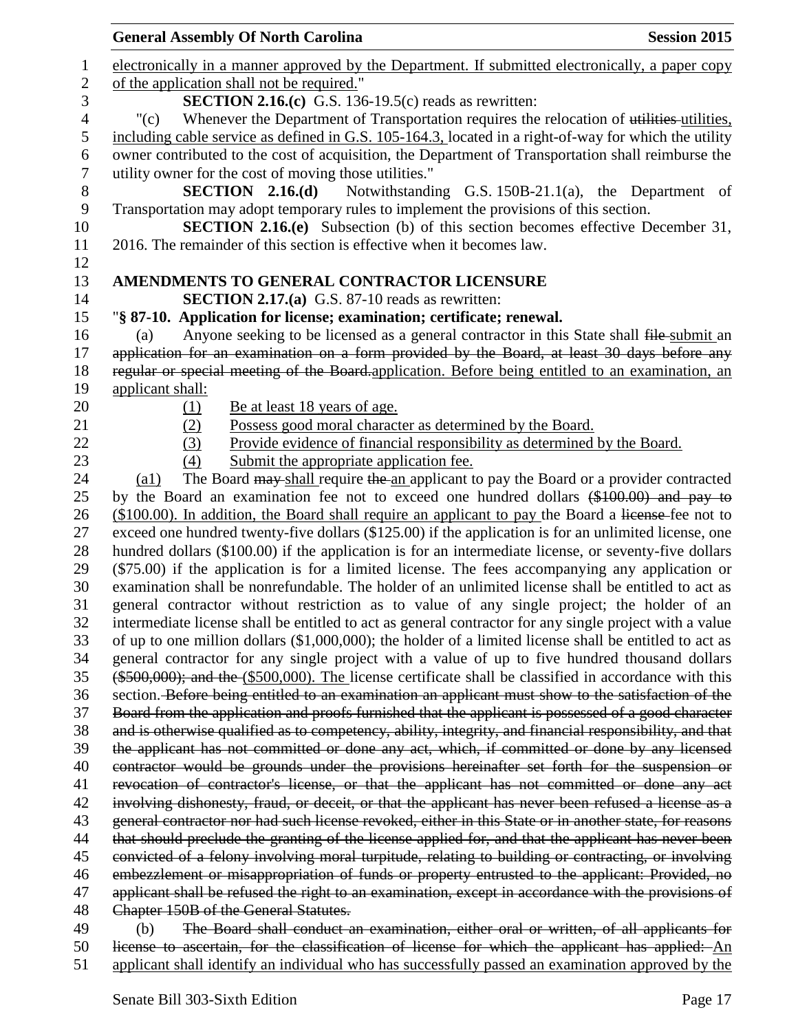electronically in a manner approved by the Department. If submitted electronically, a paper copy of the application shall not be required."

**SECTION 2.16.(c)** G.S. 136-19.5(c) reads as rewritten:

"(c) Whenever the Department of Transportation requires the relocation of ~~utilities~~ utilities, including cable service as defined in G.S. 105-164.3, located in a right-of-way for which the utility owner contributed to the cost of acquisition, the Department of Transportation shall reimburse the utility owner for the cost of moving those utilities."

**SECTION 2.16.(d)** Notwithstanding G.S. 150B-21.1(a), the Department of Transportation may adopt temporary rules to implement the provisions of this section.

**SECTION 2.16.(e)** Subsection (b) of this section becomes effective December 31, 2016. The remainder of this section is effective when it becomes law.

## AMENDMENTS TO GENERAL CONTRACTOR LICENSURE

**SECTION 2.17.(a)** G.S. 87-10 reads as rewritten:

"**§ 87-10. Application for license; examination; certificate; renewal.**

(a) Anyone seeking to be licensed as a general contractor in this State shall ~~file~~ submit an ~~application for an examination on a form provided by the Board, at least 30 days before any regular or special meeting of the Board.~~application. Before being entitled to an examination, an applicant shall:

(1) Be at least 18 years of age.

(2) Possess good moral character as determined by the Board.

(3) Provide evidence of financial responsibility as determined by the Board.

(4) Submit the appropriate application fee.

(a1) The Board ~~may~~ shall require ~~the~~ an applicant to pay the Board or a provider contracted by the Board an examination fee not to exceed one hundred dollars ~~($100.00) and pay to~~ ($100.00). In addition, the Board shall require an applicant to pay the Board a ~~license~~ fee not to exceed one hundred twenty-five dollars ($125.00) if the application is for an unlimited license, one hundred dollars ($100.00) if the application is for an intermediate license, or seventy-five dollars ($75.00) if the application is for a limited license. The fees accompanying any application or examination shall be nonrefundable. The holder of an unlimited license shall be entitled to act as general contractor without restriction as to value of any single project; the holder of an intermediate license shall be entitled to act as general contractor for any single project with a value of up to one million dollars ($1,000,000); the holder of a limited license shall be entitled to act as general contractor for any single project with a value of up to five hundred thousand dollars ~~($500,000); and the~~ ($500,000). The license certificate shall be classified in accordance with this section. ~~Before being entitled to an examination an applicant must show to the satisfaction of the Board from the application and proofs furnished that the applicant is possessed of a good character and is otherwise qualified as to competency, ability, integrity, and financial responsibility, and that the applicant has not committed or done any act, which, if committed or done by any licensed contractor would be grounds under the provisions hereinafter set forth for the suspension or revocation of contractor's license, or that the applicant has not committed or done any act involving dishonesty, fraud, or deceit, or that the applicant has never been refused a license as a general contractor nor had such license revoked, either in this State or in another state, for reasons that should preclude the granting of the license applied for, and that the applicant has never been convicted of a felony involving moral turpitude, relating to building or contracting, or involving embezzlement or misappropriation of funds or property entrusted to the applicant: Provided, no applicant shall be refused the right to an examination, except in accordance with the provisions of Chapter 150B of the General Statutes.~~

(b) ~~The Board shall conduct an examination, either oral or written, of all applicants for license to ascertain, for the classification of license for which the applicant has applied:~~ An applicant shall identify an individual who has successfully passed an examination approved by the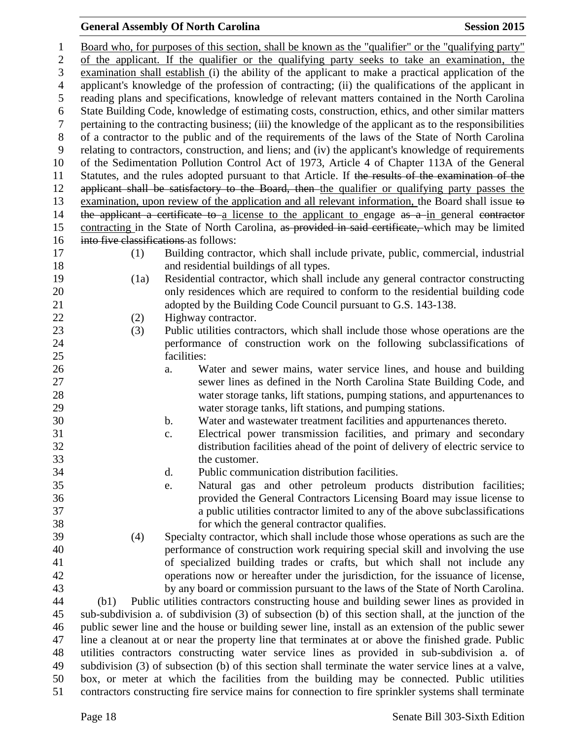Board who, for purposes of this section, shall be known as the "qualifier" or the "qualifying party" of the applicant. If the qualifier or the qualifying party seeks to take an examination, the examination shall establish (i) the ability of the applicant to make a practical application of the applicant's knowledge of the profession of contracting; (ii) the qualifications of the applicant in reading plans and specifications, knowledge of relevant matters contained in the North Carolina State Building Code, knowledge of estimating costs, construction, ethics, and other similar matters pertaining to the contracting business; (iii) the knowledge of the applicant as to the responsibilities of a contractor to the public and of the requirements of the laws of the State of North Carolina relating to contractors, construction, and liens; and (iv) the applicant's knowledge of requirements of the Sedimentation Pollution Control Act of 1973, Article 4 of Chapter 113A of the General Statutes, and the rules adopted pursuant to that Article. If ~~the results of the examination of the applicant shall be satisfactory to the Board, then~~ the qualifier or qualifying party passes the examination, upon review of the application and all relevant information, the Board shall issue ~~to the applicant a certificate to~~ a license to the applicant to engage ~~as a~~ in general ~~contractor~~ contracting in the State of North Carolina, ~~as provided in said certificate,~~ which may be limited ~~into five classifications~~ as follows:

(1) Building contractor, which shall include private, public, commercial, industrial and residential buildings of all types.

(1a) Residential contractor, which shall include any general contractor constructing only residences which are required to conform to the residential building code adopted by the Building Code Council pursuant to G.S. 143-138.

(2) Highway contractor.

(3) Public utilities contractors, which shall include those whose operations are the performance of construction work on the following subclassifications of facilities:

a. Water and sewer mains, water service lines, and house and building sewer lines as defined in the North Carolina State Building Code, and water storage tanks, lift stations, pumping stations, and appurtenances to water storage tanks, lift stations, and pumping stations.

b. Water and wastewater treatment facilities and appurtenances thereto.

c. Electrical power transmission facilities, and primary and secondary distribution facilities ahead of the point of delivery of electric service to the customer.

d. Public communication distribution facilities.

e. Natural gas and other petroleum products distribution facilities; provided the General Contractors Licensing Board may issue license to a public utilities contractor limited to any of the above subclassifications for which the general contractor qualifies.

(4) Specialty contractor, which shall include those whose operations as such are the performance of construction work requiring special skill and involving the use of specialized building trades or crafts, but which shall not include any operations now or hereafter under the jurisdiction, for the issuance of license, by any board or commission pursuant to the laws of the State of North Carolina.

(b1) Public utilities contractors constructing house and building sewer lines as provided in sub-subdivision a. of subdivision (3) of subsection (b) of this section shall, at the junction of the public sewer line and the house or building sewer line, install as an extension of the public sewer line a cleanout at or near the property line that terminates at or above the finished grade. Public utilities contractors constructing water service lines as provided in sub-subdivision a. of subdivision (3) of subsection (b) of this section shall terminate the water service lines at a valve, box, or meter at which the facilities from the building may be connected. Public utilities contractors constructing fire service mains for connection to fire sprinkler systems shall terminate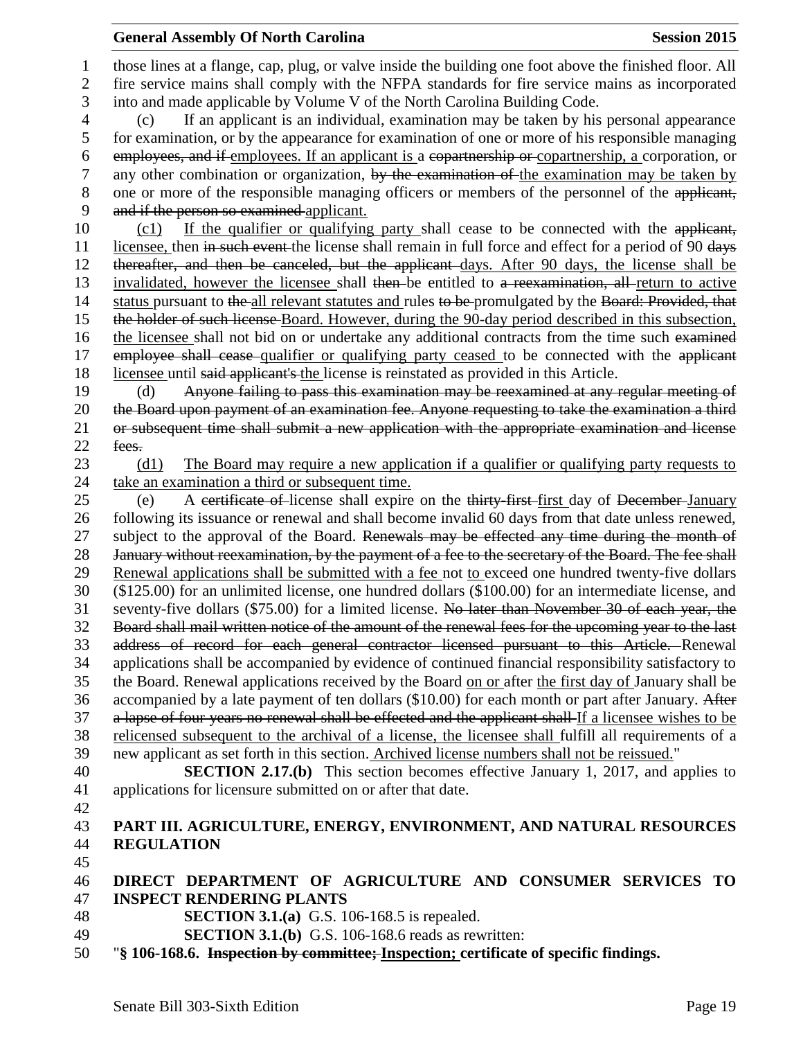those lines at a flange, cap, plug, or valve inside the building one foot above the finished floor. All fire service mains shall comply with the NFPA standards for fire service mains as incorporated into and made applicable by Volume V of the North Carolina Building Code.

(c) If an applicant is an individual, examination may be taken by his personal appearance for examination, or by the appearance for examination of one or more of his responsible managing ~~employees, and if~~ employees. If an applicant is a ~~copartnership or~~ copartnership, a corporation, or any other combination or organization, ~~by the examination of~~ the examination may be taken by one or more of the responsible managing officers or members of the personnel of the ~~applicant, and if the person so examined~~ applicant.

(c1) If the qualifier or qualifying party shall cease to be connected with the ~~applicant,~~ licensee, then ~~in such event~~ the license shall remain in full force and effect for a period of 90 ~~days thereafter, and then be canceled, but the applicant~~ days. After 90 days, the license shall be invalidated, however the licensee shall ~~then~~ be entitled to ~~a reexamination, all~~ return to active status pursuant to ~~the~~ all relevant statutes and rules ~~to be~~ promulgated by the ~~Board: Provided, that the holder of such license~~ Board. However, during the 90-day period described in this subsection, the licensee shall not bid on or undertake any additional contracts from the time such ~~examined employee shall cease~~ qualifier or qualifying party ceased to be connected with the ~~applicant~~ licensee until ~~said applicant's~~ the license is reinstated as provided in this Article.

(d) ~~Anyone failing to pass this examination may be reexamined at any regular meeting of the Board upon payment of an examination fee. Anyone requesting to take the examination a third or subsequent time shall submit a new application with the appropriate examination and license fees.~~

(d1) The Board may require a new application if a qualifier or qualifying party requests to take an examination a third or subsequent time.

(e) A ~~certificate of~~ license shall expire on the ~~thirty-first~~ first day of ~~December~~ January following its issuance or renewal and shall become invalid 60 days from that date unless renewed, subject to the approval of the Board. ~~Renewals may be effected any time during the month of January without reexamination, by the payment of a fee to the secretary of the Board. The fee shall~~ Renewal applications shall be submitted with a fee not to exceed one hundred twenty-five dollars ($125.00) for an unlimited license, one hundred dollars ($100.00) for an intermediate license, and seventy-five dollars ($75.00) for a limited license. ~~No later than November 30 of each year, the Board shall mail written notice of the amount of the renewal fees for the upcoming year to the last address of record for each general contractor licensed pursuant to this Article.~~ Renewal applications shall be accompanied by evidence of continued financial responsibility satisfactory to the Board. Renewal applications received by the Board on or after the first day of January shall be accompanied by a late payment of ten dollars ($10.00) for each month or part after January. ~~After a lapse of four years no renewal shall be effected and the applicant shall~~ If a licensee wishes to be relicensed subsequent to the archival of a license, the licensee shall fulfill all requirements of a new applicant as set forth in this section. Archived license numbers shall not be reissued."

**SECTION 2.17.(b)** This section becomes effective January 1, 2017, and applies to applications for licensure submitted on or after that date.

## PART III. AGRICULTURE, ENERGY, ENVIRONMENT, AND NATURAL RESOURCES REGULATION

### DIRECT DEPARTMENT OF AGRICULTURE AND CONSUMER SERVICES TO INSPECT RENDERING PLANTS

**SECTION 3.1.(a)** G.S. 106-168.5 is repealed.

**SECTION 3.1.(b)** G.S. 106-168.6 reads as rewritten:

"**§ 106-168.6. ~~Inspection by committee;~~ Inspection; certificate of specific findings.**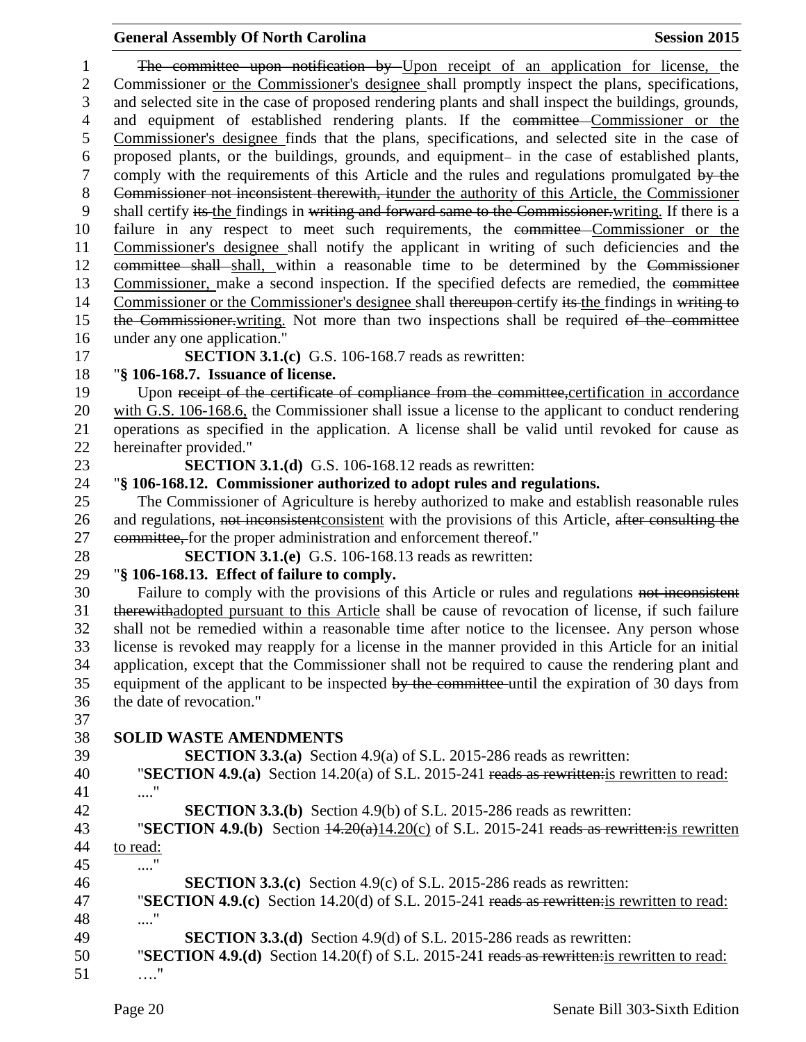~~The committee upon notification by~~ Upon receipt of an application for license, the Commissioner or the Commissioner's designee shall promptly inspect the plans, specifications, and selected site in the case of proposed rendering plants and shall inspect the buildings, grounds, and equipment of established rendering plants. If the ~~committee~~ Commissioner or the Commissioner's designee finds that the plans, specifications, and selected site in the case of proposed plants, or the buildings, grounds, and equipment ~~-~~ in the case of established plants, comply with the requirements of this Article and the rules and regulations promulgated ~~by the Commissioner not inconsistent therewith, it~~under the authority of this Article, the Commissioner shall certify ~~its~~ the findings in ~~writing and forward same to the Commissioner.~~writing. If there is a failure in any respect to meet such requirements, the ~~committee~~ Commissioner or the Commissioner's designee shall notify the applicant in writing of such deficiencies and ~~the committee shall~~ shall, within a reasonable time to be determined by the ~~Commissioner~~ Commissioner, make a second inspection. If the specified defects are remedied, the ~~committee~~ Commissioner or the Commissioner's designee shall ~~thereupon~~ certify ~~its~~ the findings in ~~writing to the Commissioner.~~writing. Not more than two inspections shall be required ~~of the committee~~ under any one application."

**SECTION 3.1.(c)** G.S. 106-168.7 reads as rewritten:

"**§ 106-168.7. Issuance of license.**

Upon ~~receipt of the certificate of compliance from the committee,~~certification in accordance with G.S. 106-168.6, the Commissioner shall issue a license to the applicant to conduct rendering operations as specified in the application. A license shall be valid until revoked for cause as hereinafter provided."

**SECTION 3.1.(d)** G.S. 106-168.12 reads as rewritten:

"**§ 106-168.12. Commissioner authorized to adopt rules and regulations.**

The Commissioner of Agriculture is hereby authorized to make and establish reasonable rules and regulations, ~~not inconsistent~~consistent with the provisions of this Article, ~~after consulting the committee,~~ for the proper administration and enforcement thereof."

**SECTION 3.1.(e)** G.S. 106-168.13 reads as rewritten:

"**§ 106-168.13. Effect of failure to comply.**

Failure to comply with the provisions of this Article or rules and regulations ~~not inconsistent therewith~~adopted pursuant to this Article shall be cause of revocation of license, if such failure shall not be remedied within a reasonable time after notice to the licensee. Any person whose license is revoked may reapply for a license in the manner provided in this Article for an initial application, except that the Commissioner shall not be required to cause the rendering plant and equipment of the applicant to be inspected ~~by the committee~~ until the expiration of 30 days from the date of revocation."

**SOLID WASTE AMENDMENTS**

**SECTION 3.3.(a)** Section 4.9(a) of S.L. 2015-286 reads as rewritten:

"**SECTION 4.9.(a)** Section 14.20(a) of S.L. 2015-241 ~~reads as rewritten:~~is rewritten to read:

...."

**SECTION 3.3.(b)** Section 4.9(b) of S.L. 2015-286 reads as rewritten:

"**SECTION 4.9.(b)** Section ~~14.20(a)~~14.20(c) of S.L. 2015-241 ~~reads as rewritten:~~is rewritten to read:

...."

**SECTION 3.3.(c)** Section 4.9(c) of S.L. 2015-286 reads as rewritten:

"**SECTION 4.9.(c)** Section 14.20(d) of S.L. 2015-241 ~~reads as rewritten:~~is rewritten to read:

...."

**SECTION 3.3.(d)** Section 4.9(d) of S.L. 2015-286 reads as rewritten:

"**SECTION 4.9.(d)** Section 14.20(f) of S.L. 2015-241 ~~reads as rewritten:~~is rewritten to read:

…."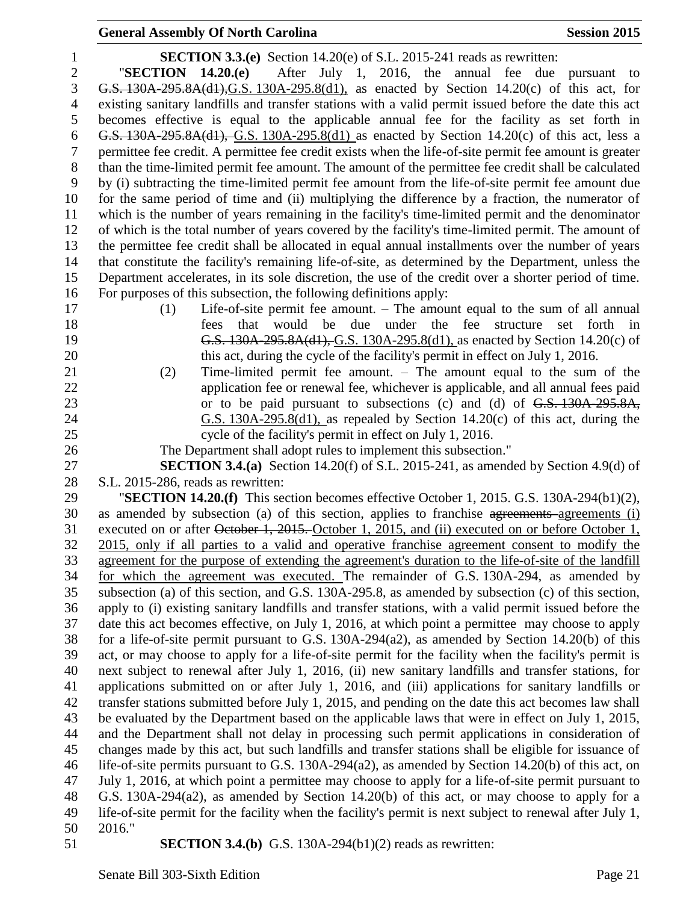**SECTION 3.3.(e)** Section 14.20(e) of S.L. 2015-241 reads as rewritten:

"**SECTION 14.20.(e)** After July 1, 2016, the annual fee due pursuant to ~~G.S. 130A-295.8A(d1),~~G.S. 130A-295.8(d1), as enacted by Section 14.20(c) of this act, for existing sanitary landfills and transfer stations with a valid permit issued before the date this act becomes effective is equal to the applicable annual fee for the facility as set forth in ~~G.S. 130A-295.8A(d1),~~ G.S. 130A-295.8(d1) as enacted by Section 14.20(c) of this act, less a permittee fee credit. A permittee fee credit exists when the life-of-site permit fee amount is greater than the time-limited permit fee amount. The amount of the permittee fee credit shall be calculated by (i) subtracting the time-limited permit fee amount from the life-of-site permit fee amount due for the same period of time and (ii) multiplying the difference by a fraction, the numerator of which is the number of years remaining in the facility's time-limited permit and the denominator of which is the total number of years covered by the facility's time-limited permit. The amount of the permittee fee credit shall be allocated in equal annual installments over the number of years that constitute the facility's remaining life-of-site, as determined by the Department, unless the Department accelerates, in its sole discretion, the use of the credit over a shorter period of time. For purposes of this subsection, the following definitions apply:

(1) Life-of-site permit fee amount. – The amount equal to the sum of all annual fees that would be due under the fee structure set forth in ~~G.S. 130A-295.8A(d1),~~ G.S. 130A-295.8(d1), as enacted by Section 14.20(c) of this act, during the cycle of the facility's permit in effect on July 1, 2016.

(2) Time-limited permit fee amount. – The amount equal to the sum of the application fee or renewal fee, whichever is applicable, and all annual fees paid or to be paid pursuant to subsections (c) and (d) of ~~G.S. 130A-295.8A,~~ G.S. 130A-295.8(d1), as repealed by Section 14.20(c) of this act, during the cycle of the facility's permit in effect on July 1, 2016.

The Department shall adopt rules to implement this subsection."

**SECTION 3.4.(a)** Section 14.20(f) of S.L. 2015-241, as amended by Section 4.9(d) of S.L. 2015-286, reads as rewritten:

"**SECTION 14.20.(f)** This section becomes effective October 1, 2015. G.S. 130A-294(b1)(2), as amended by subsection (a) of this section, applies to franchise ~~agreements~~ agreements (i) executed on or after ~~October 1, 2015.~~ October 1, 2015, and (ii) executed on or before October 1, 2015, only if all parties to a valid and operative franchise agreement consent to modify the agreement for the purpose of extending the agreement's duration to the life-of-site of the landfill for which the agreement was executed. The remainder of G.S. 130A-294, as amended by subsection (a) of this section, and G.S. 130A-295.8, as amended by subsection (c) of this section, apply to (i) existing sanitary landfills and transfer stations, with a valid permit issued before the date this act becomes effective, on July 1, 2016, at which point a permittee may choose to apply for a life-of-site permit pursuant to G.S. 130A-294(a2), as amended by Section 14.20(b) of this act, or may choose to apply for a life-of-site permit for the facility when the facility's permit is next subject to renewal after July 1, 2016, (ii) new sanitary landfills and transfer stations, for applications submitted on or after July 1, 2016, and (iii) applications for sanitary landfills or transfer stations submitted before July 1, 2015, and pending on the date this act becomes law shall be evaluated by the Department based on the applicable laws that were in effect on July 1, 2015, and the Department shall not delay in processing such permit applications in consideration of changes made by this act, but such landfills and transfer stations shall be eligible for issuance of life-of-site permits pursuant to G.S. 130A-294(a2), as amended by Section 14.20(b) of this act, on July 1, 2016, at which point a permittee may choose to apply for a life-of-site permit pursuant to G.S. 130A-294(a2), as amended by Section 14.20(b) of this act, or may choose to apply for a life-of-site permit for the facility when the facility's permit is next subject to renewal after July 1, 2016."

**SECTION 3.4.(b)** G.S. 130A-294(b1)(2) reads as rewritten: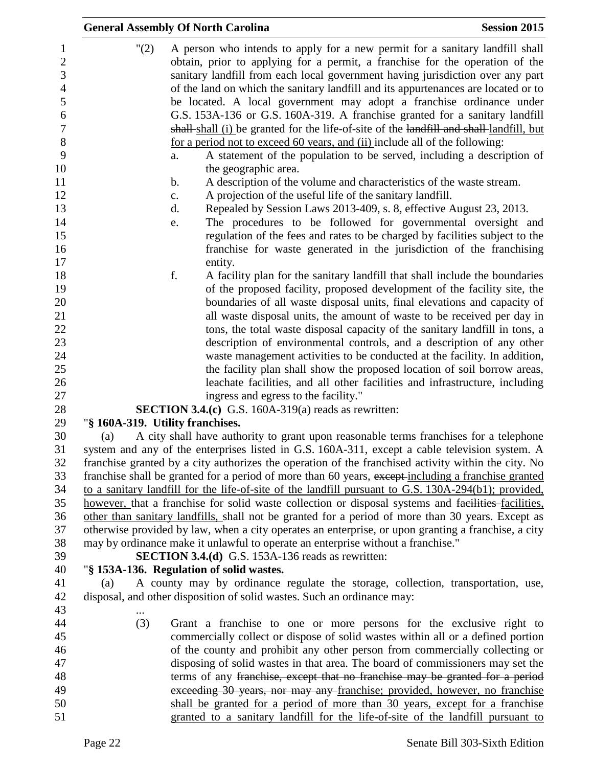"(2) A person who intends to apply for a new permit for a sanitary landfill shall obtain, prior to applying for a permit, a franchise for the operation of the sanitary landfill from each local government having jurisdiction over any part of the land on which the sanitary landfill and its appurtenances are located or to be located. A local government may adopt a franchise ordinance under G.S. 153A-136 or G.S. 160A-319. A franchise granted for a sanitary landfill ~~shall~~ shall (i) be granted for the life-of-site of the ~~landfill and shall~~ landfill, but for a period not to exceed 60 years, and (ii) include all of the following:

a. A statement of the population to be served, including a description of the geographic area.
b. A description of the volume and characteristics of the waste stream.
c. A projection of the useful life of the sanitary landfill.
d. Repealed by Session Laws 2013-409, s. 8, effective August 23, 2013.
e. The procedures to be followed for governmental oversight and regulation of the fees and rates to be charged by facilities subject to the franchise for waste generated in the jurisdiction of the franchising entity.
f. A facility plan for the sanitary landfill that shall include the boundaries of the proposed facility, proposed development of the facility site, the boundaries of all waste disposal units, final elevations and capacity of all waste disposal units, the amount of waste to be received per day in tons, the total waste disposal capacity of the sanitary landfill in tons, a description of environmental controls, and a description of any other waste management activities to be conducted at the facility. In addition, the facility plan shall show the proposed location of soil borrow areas, leachate facilities, and all other facilities and infrastructure, including ingress and egress to the facility."

**SECTION 3.4.(c)** G.S. 160A-319(a) reads as rewritten:

"**§ 160A-319. Utility franchises.**

(a) A city shall have authority to grant upon reasonable terms franchises for a telephone system and any of the enterprises listed in G.S. 160A-311, except a cable television system. A franchise granted by a city authorizes the operation of the franchised activity within the city. No franchise shall be granted for a period of more than 60 years, ~~except~~ including a franchise granted to a sanitary landfill for the life-of-site of the landfill pursuant to G.S. 130A-294(b1); provided, however, that a franchise for solid waste collection or disposal systems and ~~facilities~~ facilities, other than sanitary landfills, shall not be granted for a period of more than 30 years. Except as otherwise provided by law, when a city operates an enterprise, or upon granting a franchise, a city may by ordinance make it unlawful to operate an enterprise without a franchise."

**SECTION 3.4.(d)** G.S. 153A-136 reads as rewritten:

"**§ 153A-136. Regulation of solid wastes.**

(a) A county may by ordinance regulate the storage, collection, transportation, use, disposal, and other disposition of solid wastes. Such an ordinance may:

...

(3) Grant a franchise to one or more persons for the exclusive right to commercially collect or dispose of solid wastes within all or a defined portion of the county and prohibit any other person from commercially collecting or disposing of solid wastes in that area. The board of commissioners may set the terms of any ~~franchise, except that no franchise may be granted for a period exceeding 30 years, nor may any~~ franchise; provided, however, no franchise shall be granted for a period of more than 30 years, except for a franchise granted to a sanitary landfill for the life-of-site of the landfill pursuant to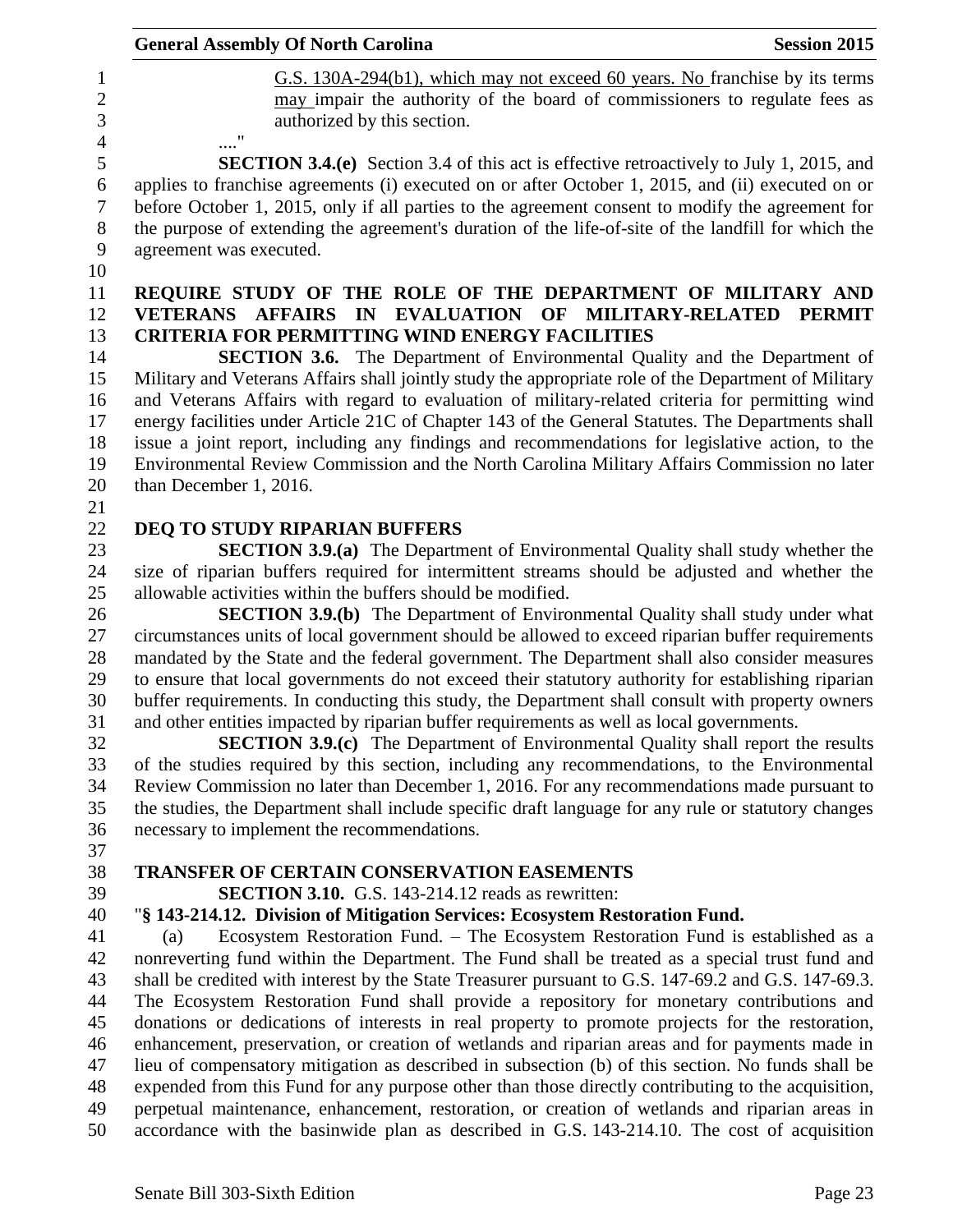G.S. 130A-294(b1), which may not exceed 60 years. No franchise by its terms may impair the authority of the board of commissioners to regulate fees as authorized by this section.

...."

**SECTION 3.4.(e)** Section 3.4 of this act is effective retroactively to July 1, 2015, and applies to franchise agreements (i) executed on or after October 1, 2015, and (ii) executed on or before October 1, 2015, only if all parties to the agreement consent to modify the agreement for the purpose of extending the agreement's duration of the life-of-site of the landfill for which the agreement was executed.

**REQUIRE STUDY OF THE ROLE OF THE DEPARTMENT OF MILITARY AND VETERANS AFFAIRS IN EVALUATION OF MILITARY-RELATED PERMIT CRITERIA FOR PERMITTING WIND ENERGY FACILITIES**

**SECTION 3.6.** The Department of Environmental Quality and the Department of Military and Veterans Affairs shall jointly study the appropriate role of the Department of Military and Veterans Affairs with regard to evaluation of military-related criteria for permitting wind energy facilities under Article 21C of Chapter 143 of the General Statutes. The Departments shall issue a joint report, including any findings and recommendations for legislative action, to the Environmental Review Commission and the North Carolina Military Affairs Commission no later than December 1, 2016.

**DEQ TO STUDY RIPARIAN BUFFERS**

**SECTION 3.9.(a)** The Department of Environmental Quality shall study whether the size of riparian buffers required for intermittent streams should be adjusted and whether the allowable activities within the buffers should be modified.

**SECTION 3.9.(b)** The Department of Environmental Quality shall study under what circumstances units of local government should be allowed to exceed riparian buffer requirements mandated by the State and the federal government. The Department shall also consider measures to ensure that local governments do not exceed their statutory authority for establishing riparian buffer requirements. In conducting this study, the Department shall consult with property owners and other entities impacted by riparian buffer requirements as well as local governments.

**SECTION 3.9.(c)** The Department of Environmental Quality shall report the results of the studies required by this section, including any recommendations, to the Environmental Review Commission no later than December 1, 2016. For any recommendations made pursuant to the studies, the Department shall include specific draft language for any rule or statutory changes necessary to implement the recommendations.

**TRANSFER OF CERTAIN CONSERVATION EASEMENTS**

**SECTION 3.10.** G.S. 143-214.12 reads as rewritten:

"**§ 143-214.12. Division of Mitigation Services: Ecosystem Restoration Fund.**

(a) Ecosystem Restoration Fund. – The Ecosystem Restoration Fund is established as a nonreverting fund within the Department. The Fund shall be treated as a special trust fund and shall be credited with interest by the State Treasurer pursuant to G.S. 147-69.2 and G.S. 147-69.3. The Ecosystem Restoration Fund shall provide a repository for monetary contributions and donations or dedications of interests in real property to promote projects for the restoration, enhancement, preservation, or creation of wetlands and riparian areas and for payments made in lieu of compensatory mitigation as described in subsection (b) of this section. No funds shall be expended from this Fund for any purpose other than those directly contributing to the acquisition, perpetual maintenance, enhancement, restoration, or creation of wetlands and riparian areas in accordance with the basinwide plan as described in G.S. 143-214.10. The cost of acquisition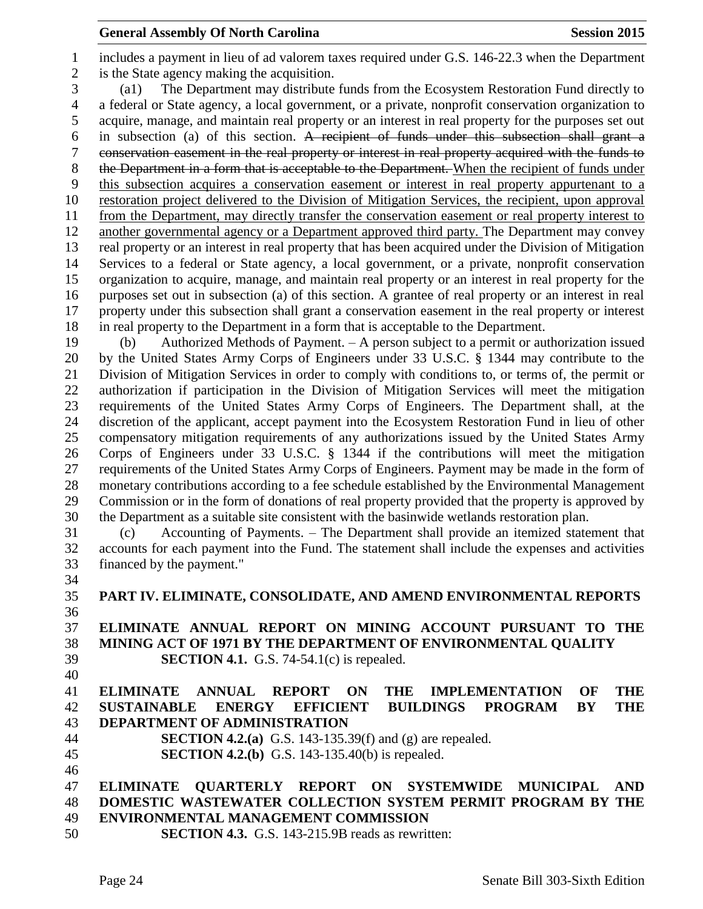includes a payment in lieu of ad valorem taxes required under G.S. 146-22.3 when the Department is the State agency making the acquisition.

(a1) The Department may distribute funds from the Ecosystem Restoration Fund directly to a federal or State agency, a local government, or a private, nonprofit conservation organization to acquire, manage, and maintain real property or an interest in real property for the purposes set out in subsection (a) of this section. ~~A recipient of funds under this subsection shall grant a conservation easement in the real property or interest in real property acquired with the funds to the Department in a form that is acceptable to the Department.~~ When the recipient of funds under this subsection acquires a conservation easement or interest in real property appurtenant to a restoration project delivered to the Division of Mitigation Services, the recipient, upon approval from the Department, may directly transfer the conservation easement or real property interest to another governmental agency or a Department approved third party. The Department may convey real property or an interest in real property that has been acquired under the Division of Mitigation Services to a federal or State agency, a local government, or a private, nonprofit conservation organization to acquire, manage, and maintain real property or an interest in real property for the purposes set out in subsection (a) of this section. A grantee of real property or an interest in real property under this subsection shall grant a conservation easement in the real property or interest in real property to the Department in a form that is acceptable to the Department.

(b) Authorized Methods of Payment. – A person subject to a permit or authorization issued by the United States Army Corps of Engineers under 33 U.S.C. § 1344 may contribute to the Division of Mitigation Services in order to comply with conditions to, or terms of, the permit or authorization if participation in the Division of Mitigation Services will meet the mitigation requirements of the United States Army Corps of Engineers. The Department shall, at the discretion of the applicant, accept payment into the Ecosystem Restoration Fund in lieu of other compensatory mitigation requirements of any authorizations issued by the United States Army Corps of Engineers under 33 U.S.C. § 1344 if the contributions will meet the mitigation requirements of the United States Army Corps of Engineers. Payment may be made in the form of monetary contributions according to a fee schedule established by the Environmental Management Commission or in the form of donations of real property provided that the property is approved by the Department as a suitable site consistent with the basinwide wetlands restoration plan.

(c) Accounting of Payments. – The Department shall provide an itemized statement that accounts for each payment into the Fund. The statement shall include the expenses and activities financed by the payment."

## PART IV. ELIMINATE, CONSOLIDATE, AND AMEND ENVIRONMENTAL REPORTS

### ELIMINATE ANNUAL REPORT ON MINING ACCOUNT PURSUANT TO THE MINING ACT OF 1971 BY THE DEPARTMENT OF ENVIRONMENTAL QUALITY

**SECTION 4.1.** G.S. 74-54.1(c) is repealed.

### ELIMINATE ANNUAL REPORT ON THE IMPLEMENTATION OF THE SUSTAINABLE ENERGY EFFICIENT BUILDINGS PROGRAM BY THE DEPARTMENT OF ADMINISTRATION

**SECTION 4.2.(a)** G.S. 143-135.39(f) and (g) are repealed.

**SECTION 4.2.(b)** G.S. 143-135.40(b) is repealed.

### ELIMINATE QUARTERLY REPORT ON SYSTEMWIDE MUNICIPAL AND DOMESTIC WASTEWATER COLLECTION SYSTEM PERMIT PROGRAM BY THE ENVIRONMENTAL MANAGEMENT COMMISSION

**SECTION 4.3.** G.S. 143-215.9B reads as rewritten: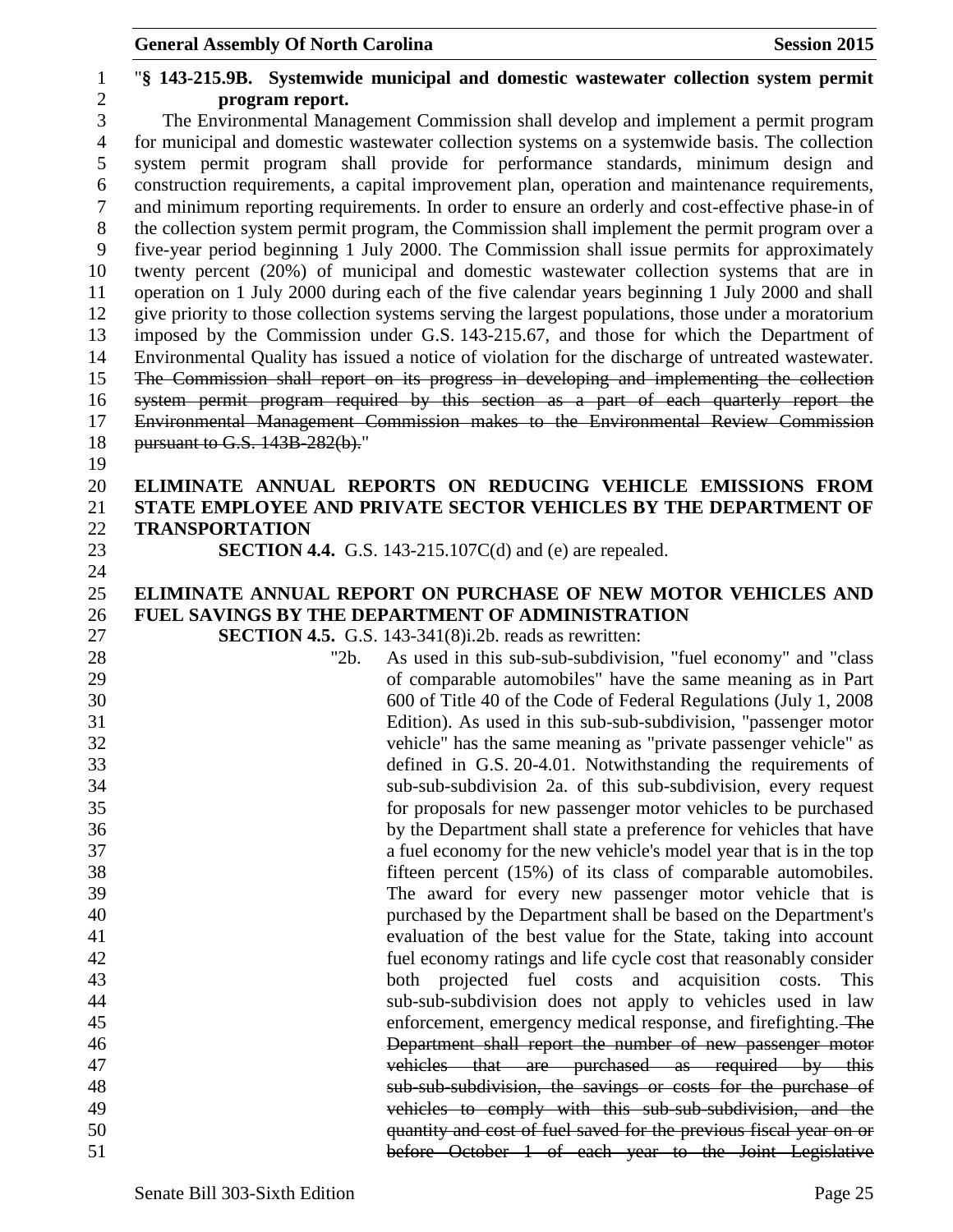"**§ 143-215.9B. Systemwide municipal and domestic wastewater collection system permit program report.**

The Environmental Management Commission shall develop and implement a permit program for municipal and domestic wastewater collection systems on a systemwide basis. The collection system permit program shall provide for performance standards, minimum design and construction requirements, a capital improvement plan, operation and maintenance requirements, and minimum reporting requirements. In order to ensure an orderly and cost-effective phase-in of the collection system permit program, the Commission shall implement the permit program over a five-year period beginning 1 July 2000. The Commission shall issue permits for approximately twenty percent (20%) of municipal and domestic wastewater collection systems that are in operation on 1 July 2000 during each of the five calendar years beginning 1 July 2000 and shall give priority to those collection systems serving the largest populations, those under a moratorium imposed by the Commission under G.S. 143-215.67, and those for which the Department of Environmental Quality has issued a notice of violation for the discharge of untreated wastewater. ~~The Commission shall report on its progress in developing and implementing the collection system permit program required by this section as a part of each quarterly report the Environmental Management Commission makes to the Environmental Review Commission pursuant to G.S. 143B-282(b).~~"

**ELIMINATE ANNUAL REPORTS ON REDUCING VEHICLE EMISSIONS FROM STATE EMPLOYEE AND PRIVATE SECTOR VEHICLES BY THE DEPARTMENT OF TRANSPORTATION**

**SECTION 4.4.** G.S. 143-215.107C(d) and (e) are repealed.

**ELIMINATE ANNUAL REPORT ON PURCHASE OF NEW MOTOR VEHICLES AND FUEL SAVINGS BY THE DEPARTMENT OF ADMINISTRATION**

**SECTION 4.5.** G.S. 143-341(8)i.2b. reads as rewritten:

"2b. As used in this sub-sub-subdivision, "fuel economy" and "class of comparable automobiles" have the same meaning as in Part 600 of Title 40 of the Code of Federal Regulations (July 1, 2008 Edition). As used in this sub-sub-subdivision, "passenger motor vehicle" has the same meaning as "private passenger vehicle" as defined in G.S. 20-4.01. Notwithstanding the requirements of sub-sub-subdivision 2a. of this sub-subdivision, every request for proposals for new passenger motor vehicles to be purchased by the Department shall state a preference for vehicles that have a fuel economy for the new vehicle's model year that is in the top fifteen percent (15%) of its class of comparable automobiles. The award for every new passenger motor vehicle that is purchased by the Department shall be based on the Department's evaluation of the best value for the State, taking into account fuel economy ratings and life cycle cost that reasonably consider both projected fuel costs and acquisition costs. This sub-sub-subdivision does not apply to vehicles used in law enforcement, emergency medical response, and firefighting. ~~The Department shall report the number of new passenger motor vehicles that are purchased as required by this sub-sub-subdivision, the savings or costs for the purchase of vehicles to comply with this sub-sub-subdivision, and the quantity and cost of fuel saved for the previous fiscal year on or before October 1 of each year to the Joint Legislative~~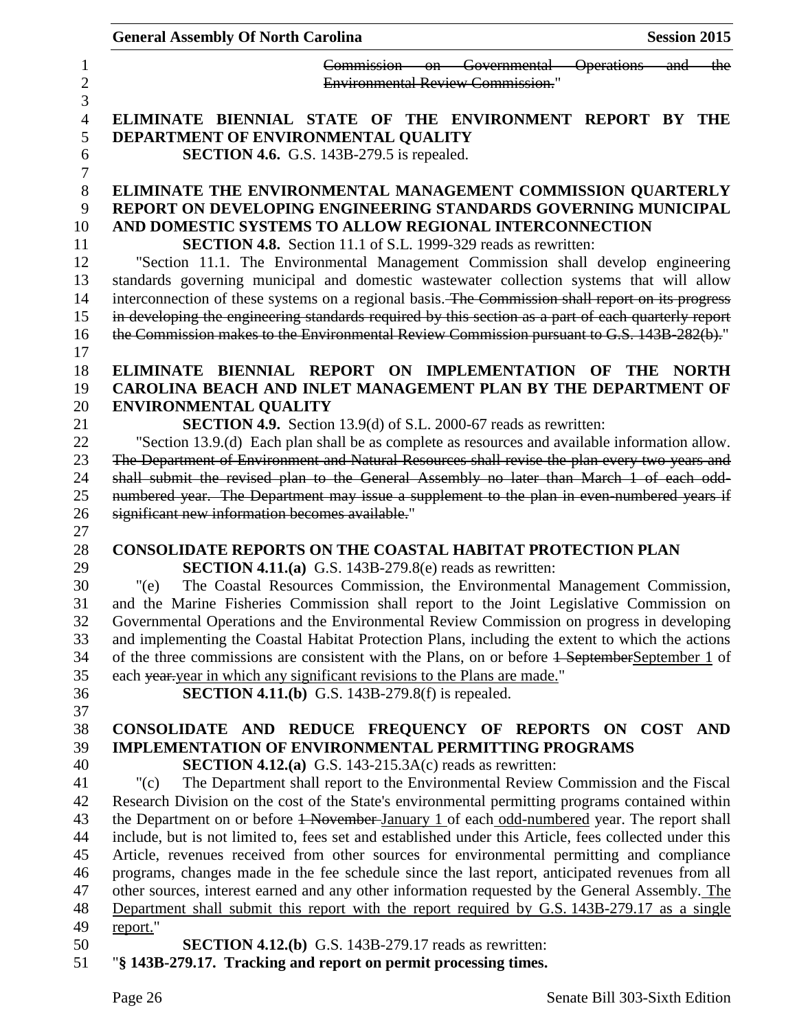~~Commission on Governmental Operations and the Environmental Review Commission.~~"

**ELIMINATE BIENNIAL STATE OF THE ENVIRONMENT REPORT BY THE DEPARTMENT OF ENVIRONMENTAL QUALITY**

**SECTION 4.6.** G.S. 143B-279.5 is repealed.

**ELIMINATE THE ENVIRONMENTAL MANAGEMENT COMMISSION QUARTERLY REPORT ON DEVELOPING ENGINEERING STANDARDS GOVERNING MUNICIPAL AND DOMESTIC SYSTEMS TO ALLOW REGIONAL INTERCONNECTION**

**SECTION 4.8.** Section 11.1 of S.L. 1999-329 reads as rewritten:

"Section 11.1. The Environmental Management Commission shall develop engineering standards governing municipal and domestic wastewater collection systems that will allow interconnection of these systems on a regional basis. ~~The Commission shall report on its progress in developing the engineering standards required by this section as a part of each quarterly report the Commission makes to the Environmental Review Commission pursuant to G.S. 143B-282(b).~~"

**ELIMINATE BIENNIAL REPORT ON IMPLEMENTATION OF THE NORTH CAROLINA BEACH AND INLET MANAGEMENT PLAN BY THE DEPARTMENT OF ENVIRONMENTAL QUALITY**

**SECTION 4.9.** Section 13.9(d) of S.L. 2000-67 reads as rewritten:

"Section 13.9.(d) Each plan shall be as complete as resources and available information allow. ~~The Department of Environment and Natural Resources shall revise the plan every two years and shall submit the revised plan to the General Assembly no later than March 1 of each odd-numbered year. The Department may issue a supplement to the plan in even-numbered years if significant new information becomes available.~~"

**CONSOLIDATE REPORTS ON THE COASTAL HABITAT PROTECTION PLAN**

**SECTION 4.11.(a)** G.S. 143B-279.8(e) reads as rewritten:

"(e) The Coastal Resources Commission, the Environmental Management Commission, and the Marine Fisheries Commission shall report to the Joint Legislative Commission on Governmental Operations and the Environmental Review Commission on progress in developing and implementing the Coastal Habitat Protection Plans, including the extent to which the actions of the three commissions are consistent with the Plans, on or before ~~1 September~~<u>September 1</u> of each ~~year.~~<u>year in which any significant revisions to the Plans are made.</u>"

**SECTION 4.11.(b)** G.S. 143B-279.8(f) is repealed.

**CONSOLIDATE AND REDUCE FREQUENCY OF REPORTS ON COST AND IMPLEMENTATION OF ENVIRONMENTAL PERMITTING PROGRAMS**

**SECTION 4.12.(a)** G.S. 143-215.3A(c) reads as rewritten:

"(c) The Department shall report to the Environmental Review Commission and the Fiscal Research Division on the cost of the State's environmental permitting programs contained within the Department on or before ~~1 November~~ <u>January 1</u> of each <u>odd-numbered</u> year. The report shall include, but is not limited to, fees set and established under this Article, fees collected under this Article, revenues received from other sources for environmental permitting and compliance programs, changes made in the fee schedule since the last report, anticipated revenues from all other sources, interest earned and any other information requested by the General Assembly. <u>The Department shall submit this report with the report required by G.S. 143B-279.17 as a single report.</u>"

**SECTION 4.12.(b)** G.S. 143B-279.17 reads as rewritten:

"**§ 143B-279.17. Tracking and report on permit processing times.**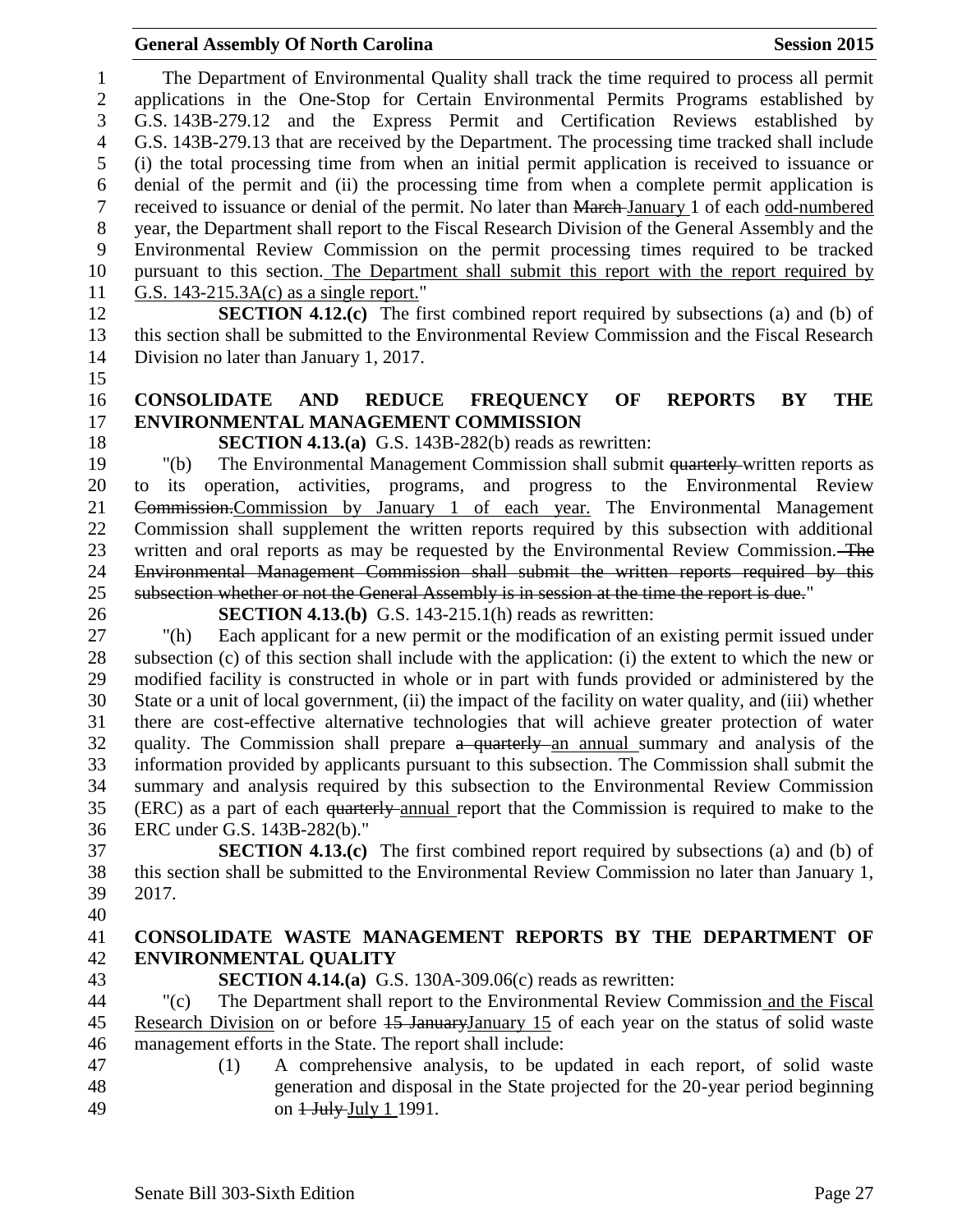The Department of Environmental Quality shall track the time required to process all permit applications in the One-Stop for Certain Environmental Permits Programs established by G.S. 143B-279.12 and the Express Permit and Certification Reviews established by G.S. 143B-279.13 that are received by the Department. The processing time tracked shall include (i) the total processing time from when an initial permit application is received to issuance or denial of the permit and (ii) the processing time from when a complete permit application is received to issuance or denial of the permit. No later than ~~March~~ January 1 of each odd-numbered year, the Department shall report to the Fiscal Research Division of the General Assembly and the Environmental Review Commission on the permit processing times required to be tracked pursuant to this section. The Department shall submit this report with the report required by G.S. 143-215.3A(c) as a single report."

**SECTION 4.12.(c)** The first combined report required by subsections (a) and (b) of this section shall be submitted to the Environmental Review Commission and the Fiscal Research Division no later than January 1, 2017.

## CONSOLIDATE AND REDUCE FREQUENCY OF REPORTS BY THE ENVIRONMENTAL MANAGEMENT COMMISSION

**SECTION 4.13.(a)** G.S. 143B-282(b) reads as rewritten:

"(b) The Environmental Management Commission shall submit ~~quarterly~~ written reports as to its operation, activities, programs, and progress to the Environmental Review ~~Commission.~~Commission by January 1 of each year. The Environmental Management Commission shall supplement the written reports required by this subsection with additional written and oral reports as may be requested by the Environmental Review Commission. ~~The Environmental Management Commission shall submit the written reports required by this subsection whether or not the General Assembly is in session at the time the report is due.~~"

**SECTION 4.13.(b)** G.S. 143-215.1(h) reads as rewritten:

"(h) Each applicant for a new permit or the modification of an existing permit issued under subsection (c) of this section shall include with the application: (i) the extent to which the new or modified facility is constructed in whole or in part with funds provided or administered by the State or a unit of local government, (ii) the impact of the facility on water quality, and (iii) whether there are cost-effective alternative technologies that will achieve greater protection of water quality. The Commission shall prepare ~~a quarterly~~ an annual summary and analysis of the information provided by applicants pursuant to this subsection. The Commission shall submit the summary and analysis required by this subsection to the Environmental Review Commission (ERC) as a part of each ~~quarterly~~ annual report that the Commission is required to make to the ERC under G.S. 143B-282(b)."

**SECTION 4.13.(c)** The first combined report required by subsections (a) and (b) of this section shall be submitted to the Environmental Review Commission no later than January 1, 2017.

## CONSOLIDATE WASTE MANAGEMENT REPORTS BY THE DEPARTMENT OF ENVIRONMENTAL QUALITY

**SECTION 4.14.(a)** G.S. 130A-309.06(c) reads as rewritten:

"(c) The Department shall report to the Environmental Review Commission and the Fiscal Research Division on or before ~~15 January~~January 15 of each year on the status of solid waste management efforts in the State. The report shall include:

(1) A comprehensive analysis, to be updated in each report, of solid waste generation and disposal in the State projected for the 20-year period beginning on ~~1 July~~ July 1 1991.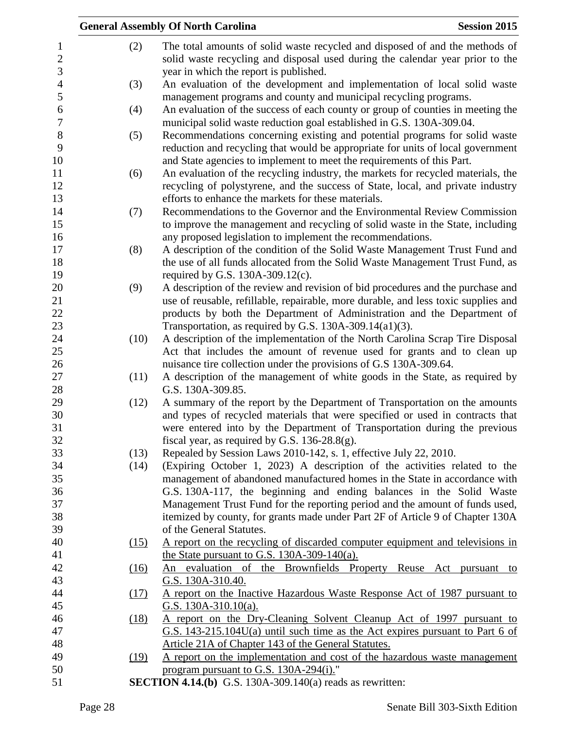(2) The total amounts of solid waste recycled and disposed of and the methods of solid waste recycling and disposal used during the calendar year prior to the year in which the report is published.

(3) An evaluation of the development and implementation of local solid waste management programs and county and municipal recycling programs.

(4) An evaluation of the success of each county or group of counties in meeting the municipal solid waste reduction goal established in G.S. 130A-309.04.

(5) Recommendations concerning existing and potential programs for solid waste reduction and recycling that would be appropriate for units of local government and State agencies to implement to meet the requirements of this Part.

(6) An evaluation of the recycling industry, the markets for recycled materials, the recycling of polystyrene, and the success of State, local, and private industry efforts to enhance the markets for these materials.

(7) Recommendations to the Governor and the Environmental Review Commission to improve the management and recycling of solid waste in the State, including any proposed legislation to implement the recommendations.

(8) A description of the condition of the Solid Waste Management Trust Fund and the use of all funds allocated from the Solid Waste Management Trust Fund, as required by G.S. 130A-309.12(c).

(9) A description of the review and revision of bid procedures and the purchase and use of reusable, refillable, repairable, more durable, and less toxic supplies and products by both the Department of Administration and the Department of Transportation, as required by G.S. 130A-309.14(a1)(3).

(10) A description of the implementation of the North Carolina Scrap Tire Disposal Act that includes the amount of revenue used for grants and to clean up nuisance tire collection under the provisions of G.S 130A-309.64.

(11) A description of the management of white goods in the State, as required by G.S. 130A-309.85.

(12) A summary of the report by the Department of Transportation on the amounts and types of recycled materials that were specified or used in contracts that were entered into by the Department of Transportation during the previous fiscal year, as required by G.S. 136-28.8(g).

(13) Repealed by Session Laws 2010-142, s. 1, effective July 22, 2010.

(14) (Expiring October 1, 2023) A description of the activities related to the management of abandoned manufactured homes in the State in accordance with G.S. 130A-117, the beginning and ending balances in the Solid Waste Management Trust Fund for the reporting period and the amount of funds used, itemized by county, for grants made under Part 2F of Article 9 of Chapter 130A of the General Statutes.

<u>(15) A report on the recycling of discarded computer equipment and televisions in the State pursuant to G.S. 130A-309-140(a).</u>

<u>(16) An evaluation of the Brownfields Property Reuse Act pursuant to G.S. 130A-310.40.</u>

<u>(17) A report on the Inactive Hazardous Waste Response Act of 1987 pursuant to G.S. 130A-310.10(a).</u>

<u>(18) A report on the Dry-Cleaning Solvent Cleanup Act of 1997 pursuant to G.S. 143-215.104U(a) until such time as the Act expires pursuant to Part 6 of Article 21A of Chapter 143 of the General Statutes.</u>

<u>(19) A report on the implementation and cost of the hazardous waste management program pursuant to G.S. 130A-294(i).</u>"

**SECTION 4.14.(b)** G.S. 130A-309.140(a) reads as rewritten: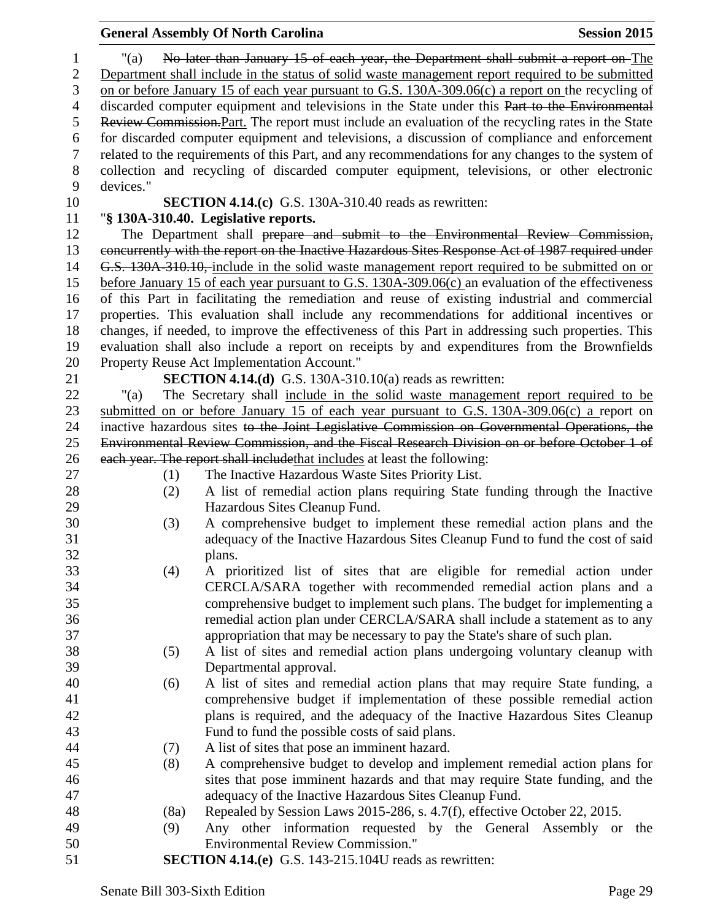"(a) ~~No later than January 15 of each year, the Department shall submit a report on~~ The Department shall include in the status of solid waste management report required to be submitted on or before January 15 of each year pursuant to G.S. 130A-309.06(c) a report on the recycling of discarded computer equipment and televisions in the State under this ~~Part to the Environmental Review Commission.~~Part. The report must include an evaluation of the recycling rates in the State for discarded computer equipment and televisions, a discussion of compliance and enforcement related to the requirements of this Part, and any recommendations for any changes to the system of collection and recycling of discarded computer equipment, televisions, or other electronic devices."

**SECTION 4.14.(c)** G.S. 130A-310.40 reads as rewritten:

"**§ 130A-310.40. Legislative reports.**

The Department shall ~~prepare and submit to the Environmental Review Commission, concurrently with the report on the Inactive Hazardous Sites Response Act of 1987 required under G.S. 130A-310.10,~~ include in the solid waste management report required to be submitted on or before January 15 of each year pursuant to G.S. 130A-309.06(c) an evaluation of the effectiveness of this Part in facilitating the remediation and reuse of existing industrial and commercial properties. This evaluation shall include any recommendations for additional incentives or changes, if needed, to improve the effectiveness of this Part in addressing such properties. This evaluation shall also include a report on receipts by and expenditures from the Brownfields Property Reuse Act Implementation Account."

**SECTION 4.14.(d)** G.S. 130A-310.10(a) reads as rewritten:

"(a) The Secretary shall include in the solid waste management report required to be submitted on or before January 15 of each year pursuant to G.S. 130A-309.06(c) a report on inactive hazardous sites ~~to the Joint Legislative Commission on Governmental Operations, the Environmental Review Commission, and the Fiscal Research Division on or before October 1 of each year. The report shall include~~that includes at least the following:

(1) The Inactive Hazardous Waste Sites Priority List.

(2) A list of remedial action plans requiring State funding through the Inactive Hazardous Sites Cleanup Fund.

(3) A comprehensive budget to implement these remedial action plans and the adequacy of the Inactive Hazardous Sites Cleanup Fund to fund the cost of said plans.

(4) A prioritized list of sites that are eligible for remedial action under CERCLA/SARA together with recommended remedial action plans and a comprehensive budget to implement such plans. The budget for implementing a remedial action plan under CERCLA/SARA shall include a statement as to any appropriation that may be necessary to pay the State's share of such plan.

(5) A list of sites and remedial action plans undergoing voluntary cleanup with Departmental approval.

(6) A list of sites and remedial action plans that may require State funding, a comprehensive budget if implementation of these possible remedial action plans is required, and the adequacy of the Inactive Hazardous Sites Cleanup Fund to fund the possible costs of said plans.

(7) A list of sites that pose an imminent hazard.

(8) A comprehensive budget to develop and implement remedial action plans for sites that pose imminent hazards and that may require State funding, and the adequacy of the Inactive Hazardous Sites Cleanup Fund.

(8a) Repealed by Session Laws 2015-286, s. 4.7(f), effective October 22, 2015.

(9) Any other information requested by the General Assembly or the Environmental Review Commission."

**SECTION 4.14.(e)** G.S. 143-215.104U reads as rewritten: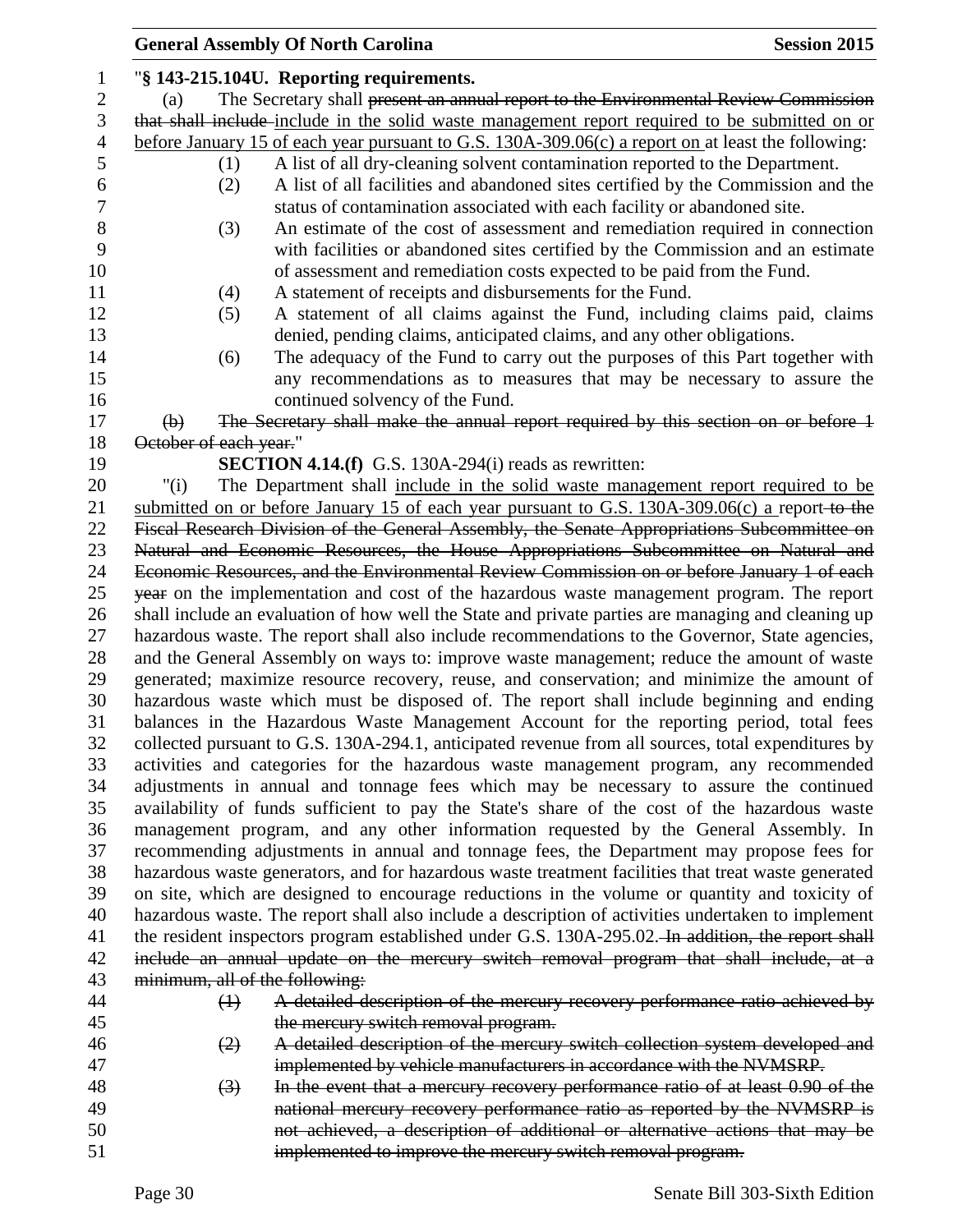"**§ 143-215.104U. Reporting requirements.**

(a) The Secretary shall ~~present an annual report to the Environmental Review Commission that shall include~~ include in the solid waste management report required to be submitted on or before January 15 of each year pursuant to G.S. 130A-309.06(c) a report on at least the following:

(1) A list of all dry-cleaning solvent contamination reported to the Department.

(2) A list of all facilities and abandoned sites certified by the Commission and the status of contamination associated with each facility or abandoned site.

(3) An estimate of the cost of assessment and remediation required in connection with facilities or abandoned sites certified by the Commission and an estimate of assessment and remediation costs expected to be paid from the Fund.

(4) A statement of receipts and disbursements for the Fund.

(5) A statement of all claims against the Fund, including claims paid, claims denied, pending claims, anticipated claims, and any other obligations.

(6) The adequacy of the Fund to carry out the purposes of this Part together with any recommendations as to measures that may be necessary to assure the continued solvency of the Fund.

~~(b) The Secretary shall make the annual report required by this section on or before 1 October of each year.~~"

**SECTION 4.14.(f)** G.S. 130A-294(i) reads as rewritten:

"(i) The Department shall include in the solid waste management report required to be submitted on or before January 15 of each year pursuant to G.S. 130A-309.06(c) a report ~~to the Fiscal Research Division of the General Assembly, the Senate Appropriations Subcommittee on Natural and Economic Resources, the House Appropriations Subcommittee on Natural and Economic Resources, and the Environmental Review Commission on or before January 1 of each year~~ on the implementation and cost of the hazardous waste management program. The report shall include an evaluation of how well the State and private parties are managing and cleaning up hazardous waste. The report shall also include recommendations to the Governor, State agencies, and the General Assembly on ways to: improve waste management; reduce the amount of waste generated; maximize resource recovery, reuse, and conservation; and minimize the amount of hazardous waste which must be disposed of. The report shall include beginning and ending balances in the Hazardous Waste Management Account for the reporting period, total fees collected pursuant to G.S. 130A-294.1, anticipated revenue from all sources, total expenditures by activities and categories for the hazardous waste management program, any recommended adjustments in annual and tonnage fees which may be necessary to assure the continued availability of funds sufficient to pay the State's share of the cost of the hazardous waste management program, and any other information requested by the General Assembly. In recommending adjustments in annual and tonnage fees, the Department may propose fees for hazardous waste generators, and for hazardous waste treatment facilities that treat waste generated on site, which are designed to encourage reductions in the volume or quantity and toxicity of hazardous waste. The report shall also include a description of activities undertaken to implement the resident inspectors program established under G.S. 130A-295.02. ~~In addition, the report shall include an annual update on the mercury switch removal program that shall include, at a minimum, all of the following:~~

~~(1) A detailed description of the mercury recovery performance ratio achieved by the mercury switch removal program.~~

~~(2) A detailed description of the mercury switch collection system developed and implemented by vehicle manufacturers in accordance with the NVMSRP.~~

~~(3) In the event that a mercury recovery performance ratio of at least 0.90 of the national mercury recovery performance ratio as reported by the NVMSRP is not achieved, a description of additional or alternative actions that may be implemented to improve the mercury switch removal program.~~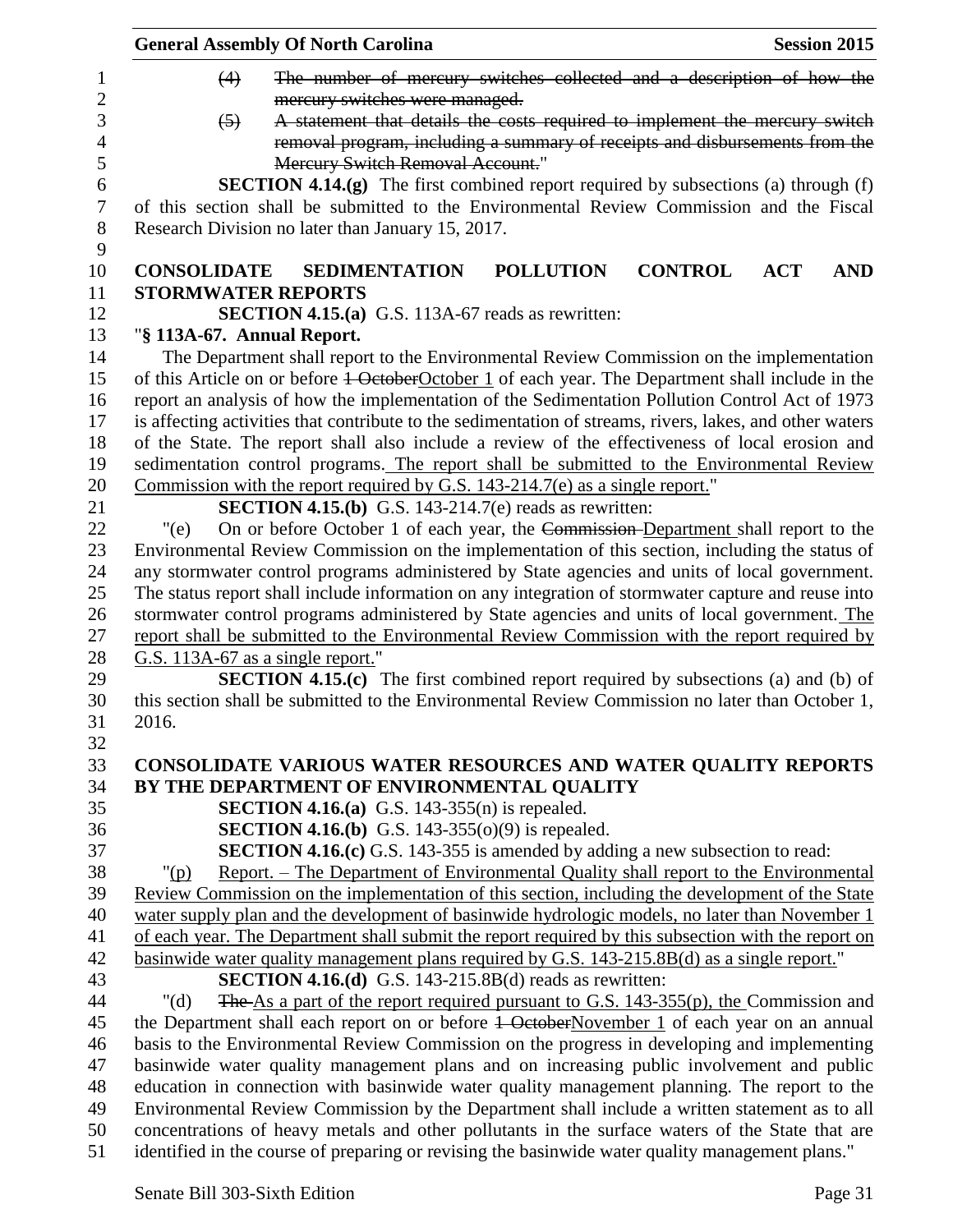(4) ~~The number of mercury switches collected and a description of how the mercury switches were managed.~~

(5) ~~A statement that details the costs required to implement the mercury switch removal program, including a summary of receipts and disbursements from the Mercury Switch Removal Account.~~"

**SECTION 4.14.(g)** The first combined report required by subsections (a) through (f) of this section shall be submitted to the Environmental Review Commission and the Fiscal Research Division no later than January 15, 2017.

**CONSOLIDATE SEDIMENTATION POLLUTION CONTROL ACT AND STORMWATER REPORTS**

**SECTION 4.15.(a)** G.S. 113A-67 reads as rewritten:

"**§ 113A-67. Annual Report.**

The Department shall report to the Environmental Review Commission on the implementation of this Article on or before ~~1 October~~<u>October 1</u> of each year. The Department shall include in the report an analysis of how the implementation of the Sedimentation Pollution Control Act of 1973 is affecting activities that contribute to the sedimentation of streams, rivers, lakes, and other waters of the State. The report shall also include a review of the effectiveness of local erosion and sedimentation control programs<u>. The report shall be submitted to the Environmental Review Commission with the report required by G.S. 143-214.7(e) as a single report.</u>"

**SECTION 4.15.(b)** G.S. 143-214.7(e) reads as rewritten:

"(e) On or before October 1 of each year, the ~~Commission~~ <u>Department</u> shall report to the Environmental Review Commission on the implementation of this section, including the status of any stormwater control programs administered by State agencies and units of local government. The status report shall include information on any integration of stormwater capture and reuse into stormwater control programs administered by State agencies and units of local government.<u> The report shall be submitted to the Environmental Review Commission with the report required by G.S. 113A-67 as a single report.</u>"

**SECTION 4.15.(c)** The first combined report required by subsections (a) and (b) of this section shall be submitted to the Environmental Review Commission no later than October 1, 2016.

**CONSOLIDATE VARIOUS WATER RESOURCES AND WATER QUALITY REPORTS BY THE DEPARTMENT OF ENVIRONMENTAL QUALITY**

**SECTION 4.16.(a)** G.S. 143-355(n) is repealed.

**SECTION 4.16.(b)** G.S. 143-355(o)(9) is repealed.

**SECTION 4.16.(c)** G.S. 143-355 is amended by adding a new subsection to read:

"<u>(p) Report. – The Department of Environmental Quality shall report to the Environmental Review Commission on the implementation of this section, including the development of the State water supply plan and the development of basinwide hydrologic models, no later than November 1 of each year. The Department shall submit the report required by this subsection with the report on basinwide water quality management plans required by G.S. 143-215.8B(d) as a single report.</u>"

**SECTION 4.16.(d)** G.S. 143-215.8B(d) reads as rewritten:

"(d) ~~The~~ <u>As a part of the report required pursuant to G.S. 143-355(p), the</u> Commission and the Department shall each report on or before ~~1 October~~<u>November 1</u> of each year on an annual basis to the Environmental Review Commission on the progress in developing and implementing basinwide water quality management plans and on increasing public involvement and public education in connection with basinwide water quality management planning. The report to the Environmental Review Commission by the Department shall include a written statement as to all concentrations of heavy metals and other pollutants in the surface waters of the State that are identified in the course of preparing or revising the basinwide water quality management plans."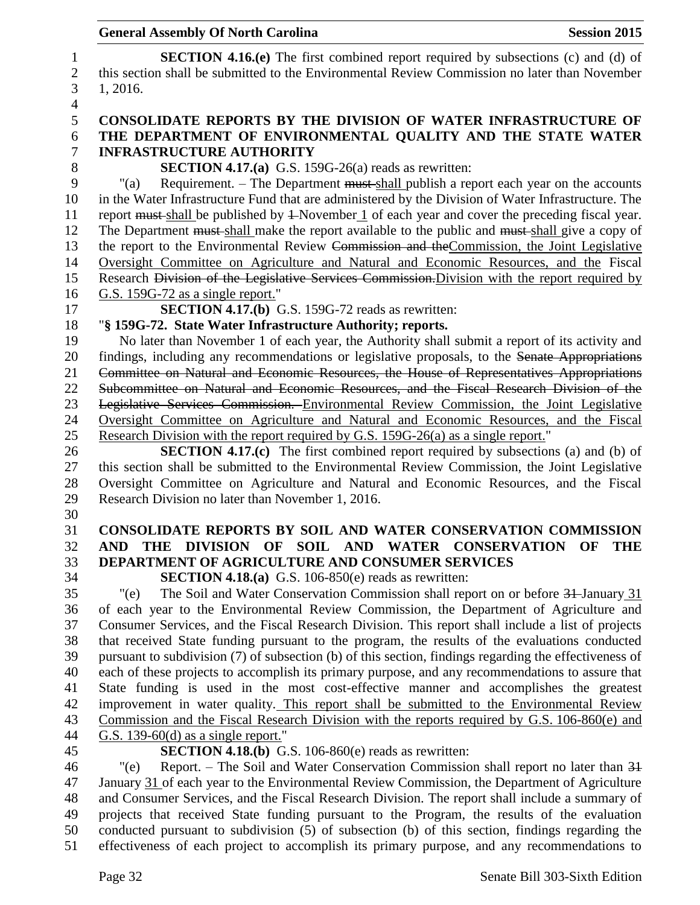**SECTION 4.16.(e)** The first combined report required by subsections (c) and (d) of this section shall be submitted to the Environmental Review Commission no later than November 1, 2016.

**CONSOLIDATE REPORTS BY THE DIVISION OF WATER INFRASTRUCTURE OF THE DEPARTMENT OF ENVIRONMENTAL QUALITY AND THE STATE WATER INFRASTRUCTURE AUTHORITY**

**SECTION 4.17.(a)** G.S. 159G-26(a) reads as rewritten:

"(a) Requirement. – The Department ~~must~~ shall publish a report each year on the accounts in the Water Infrastructure Fund that are administered by the Division of Water Infrastructure. The report ~~must~~ shall be published by ~~1~~ November 1 of each year and cover the preceding fiscal year. The Department ~~must~~ shall make the report available to the public and ~~must~~ shall give a copy of the report to the Environmental Review ~~Commission and the~~Commission, the Joint Legislative Oversight Committee on Agriculture and Natural and Economic Resources, and the Fiscal Research ~~Division of the Legislative Services Commission.~~Division with the report required by G.S. 159G-72 as a single report."

**SECTION 4.17.(b)** G.S. 159G-72 reads as rewritten:

"**§ 159G-72. State Water Infrastructure Authority; reports.**

No later than November 1 of each year, the Authority shall submit a report of its activity and findings, including any recommendations or legislative proposals, to the ~~Senate Appropriations Committee on Natural and Economic Resources, the House of Representatives Appropriations Subcommittee on Natural and Economic Resources, and the Fiscal Research Division of the Legislative Services Commission.~~ Environmental Review Commission, the Joint Legislative Oversight Committee on Agriculture and Natural and Economic Resources, and the Fiscal Research Division with the report required by G.S. 159G-26(a) as a single report."

**SECTION 4.17.(c)** The first combined report required by subsections (a) and (b) of this section shall be submitted to the Environmental Review Commission, the Joint Legislative Oversight Committee on Agriculture and Natural and Economic Resources, and the Fiscal Research Division no later than November 1, 2016.

**CONSOLIDATE REPORTS BY SOIL AND WATER CONSERVATION COMMISSION AND THE DIVISION OF SOIL AND WATER CONSERVATION OF THE DEPARTMENT OF AGRICULTURE AND CONSUMER SERVICES**

**SECTION 4.18.(a)** G.S. 106-850(e) reads as rewritten:

"(e) The Soil and Water Conservation Commission shall report on or before ~~31~~ January 31 of each year to the Environmental Review Commission, the Department of Agriculture and Consumer Services, and the Fiscal Research Division. This report shall include a list of projects that received State funding pursuant to the program, the results of the evaluations conducted pursuant to subdivision (7) of subsection (b) of this section, findings regarding the effectiveness of each of these projects to accomplish its primary purpose, and any recommendations to assure that State funding is used in the most cost-effective manner and accomplishes the greatest improvement in water quality. This report shall be submitted to the Environmental Review Commission and the Fiscal Research Division with the reports required by G.S. 106-860(e) and G.S. 139-60(d) as a single report."

**SECTION 4.18.(b)** G.S. 106-860(e) reads as rewritten:

"(e) Report. – The Soil and Water Conservation Commission shall report no later than ~~31~~ January 31 of each year to the Environmental Review Commission, the Department of Agriculture and Consumer Services, and the Fiscal Research Division. The report shall include a summary of projects that received State funding pursuant to the Program, the results of the evaluation conducted pursuant to subdivision (5) of subsection (b) of this section, findings regarding the effectiveness of each project to accomplish its primary purpose, and any recommendations to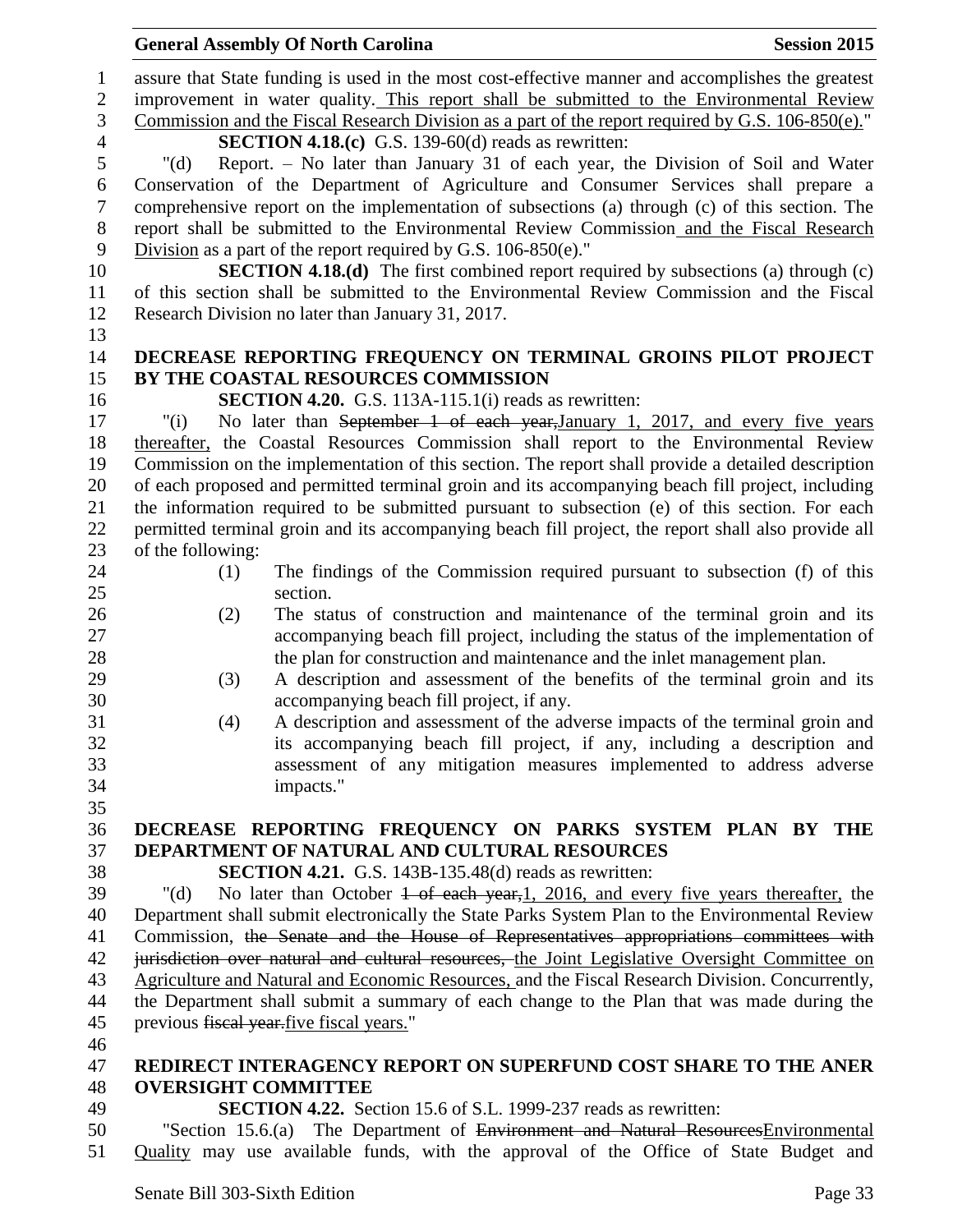assure that State funding is used in the most cost-effective manner and accomplishes the greatest improvement in water quality. This report shall be submitted to the Environmental Review Commission and the Fiscal Research Division as a part of the report required by G.S. 106-850(e)."

**SECTION 4.18.(c)** G.S. 139-60(d) reads as rewritten:

"(d) Report. – No later than January 31 of each year, the Division of Soil and Water Conservation of the Department of Agriculture and Consumer Services shall prepare a comprehensive report on the implementation of subsections (a) through (c) of this section. The report shall be submitted to the Environmental Review Commission and the Fiscal Research Division as a part of the report required by G.S. 106-850(e)."

**SECTION 4.18.(d)** The first combined report required by subsections (a) through (c) of this section shall be submitted to the Environmental Review Commission and the Fiscal Research Division no later than January 31, 2017.

## DECREASE REPORTING FREQUENCY ON TERMINAL GROINS PILOT PROJECT BY THE COASTAL RESOURCES COMMISSION

**SECTION 4.20.** G.S. 113A-115.1(i) reads as rewritten:

"(i) No later than ~~September 1 of each year,~~January 1, 2017, and every five years thereafter, the Coastal Resources Commission shall report to the Environmental Review Commission on the implementation of this section. The report shall provide a detailed description of each proposed and permitted terminal groin and its accompanying beach fill project, including the information required to be submitted pursuant to subsection (e) of this section. For each permitted terminal groin and its accompanying beach fill project, the report shall also provide all of the following:

(1) The findings of the Commission required pursuant to subsection (f) of this section.

(2) The status of construction and maintenance of the terminal groin and its accompanying beach fill project, including the status of the implementation of the plan for construction and maintenance and the inlet management plan.

(3) A description and assessment of the benefits of the terminal groin and its accompanying beach fill project, if any.

(4) A description and assessment of the adverse impacts of the terminal groin and its accompanying beach fill project, if any, including a description and assessment of any mitigation measures implemented to address adverse impacts."

## DECREASE REPORTING FREQUENCY ON PARKS SYSTEM PLAN BY THE DEPARTMENT OF NATURAL AND CULTURAL RESOURCES

**SECTION 4.21.** G.S. 143B-135.48(d) reads as rewritten:

"(d) No later than October ~~1 of each year,~~1, 2016, and every five years thereafter, the Department shall submit electronically the State Parks System Plan to the Environmental Review Commission, ~~the Senate and the House of Representatives appropriations committees with jurisdiction over natural and cultural resources,~~ the Joint Legislative Oversight Committee on Agriculture and Natural and Economic Resources, and the Fiscal Research Division. Concurrently, the Department shall submit a summary of each change to the Plan that was made during the previous ~~fiscal year.~~five fiscal years."

## REDIRECT INTERAGENCY REPORT ON SUPERFUND COST SHARE TO THE ANER OVERSIGHT COMMITTEE

**SECTION 4.22.** Section 15.6 of S.L. 1999-237 reads as rewritten:

"Section 15.6.(a) The Department of ~~Environment and Natural Resources~~Environmental Quality may use available funds, with the approval of the Office of State Budget and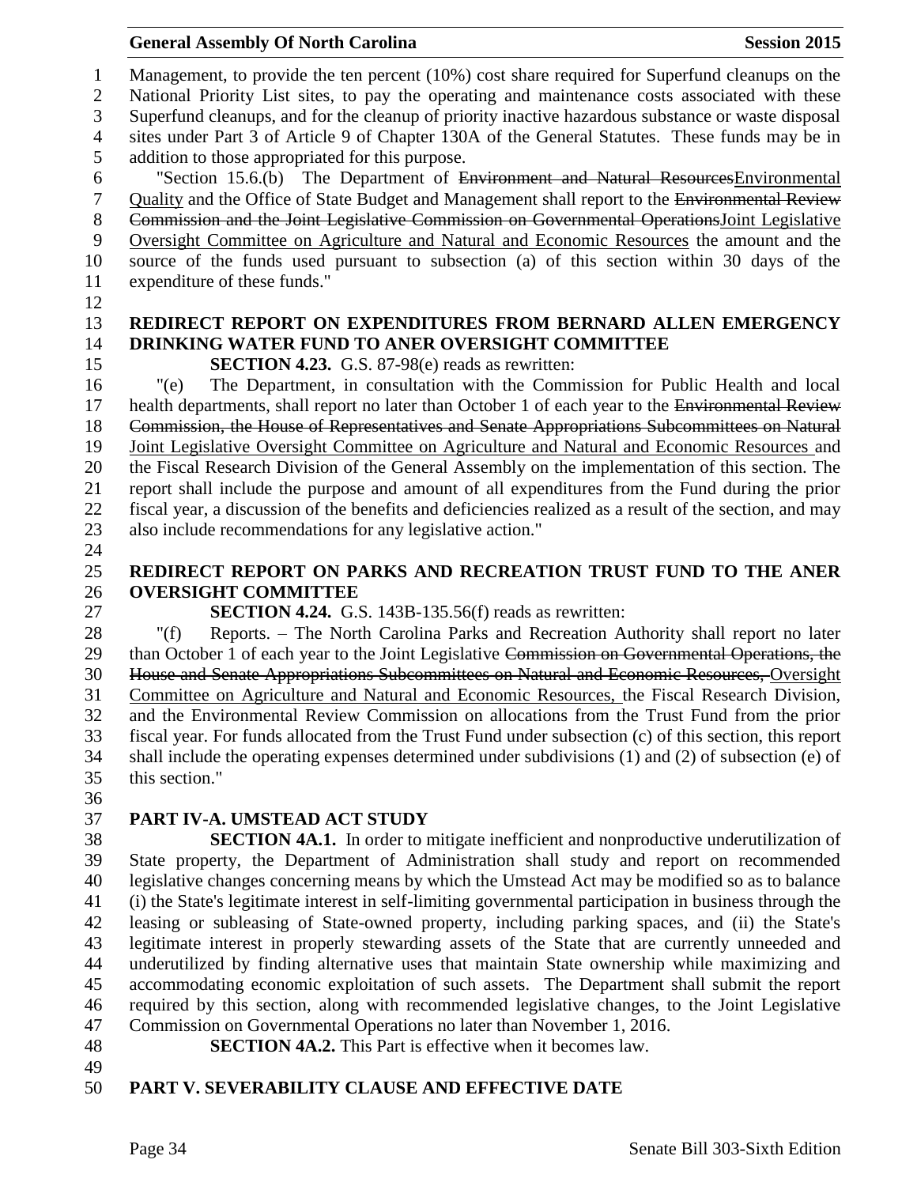Management, to provide the ten percent (10%) cost share required for Superfund cleanups on the National Priority List sites, to pay the operating and maintenance costs associated with these Superfund cleanups, and for the cleanup of priority inactive hazardous substance or waste disposal sites under Part 3 of Article 9 of Chapter 130A of the General Statutes. These funds may be in addition to those appropriated for this purpose.

"Section 15.6.(b) The Department of ~~Environment and Natural Resources~~Environmental Quality and the Office of State Budget and Management shall report to the ~~Environmental Review Commission and the Joint Legislative Commission on Governmental Operations~~Joint Legislative Oversight Committee on Agriculture and Natural and Economic Resources the amount and the source of the funds used pursuant to subsection (a) of this section within 30 days of the expenditure of these funds."

**REDIRECT REPORT ON EXPENDITURES FROM BERNARD ALLEN EMERGENCY DRINKING WATER FUND TO ANER OVERSIGHT COMMITTEE**

**SECTION 4.23.** G.S. 87-98(e) reads as rewritten:

"(e) The Department, in consultation with the Commission for Public Health and local health departments, shall report no later than October 1 of each year to the ~~Environmental Review Commission, the House of Representatives and Senate Appropriations Subcommittees on Natural~~ Joint Legislative Oversight Committee on Agriculture and Natural and Economic Resources and the Fiscal Research Division of the General Assembly on the implementation of this section. The report shall include the purpose and amount of all expenditures from the Fund during the prior fiscal year, a discussion of the benefits and deficiencies realized as a result of the section, and may also include recommendations for any legislative action."

**REDIRECT REPORT ON PARKS AND RECREATION TRUST FUND TO THE ANER OVERSIGHT COMMITTEE**

**SECTION 4.24.** G.S. 143B-135.56(f) reads as rewritten:

"(f) Reports. – The North Carolina Parks and Recreation Authority shall report no later than October 1 of each year to the Joint Legislative ~~Commission on Governmental Operations, the House and Senate Appropriations Subcommittees on Natural and Economic Resources,~~ Oversight Committee on Agriculture and Natural and Economic Resources, the Fiscal Research Division, and the Environmental Review Commission on allocations from the Trust Fund from the prior fiscal year. For funds allocated from the Trust Fund under subsection (c) of this section, this report shall include the operating expenses determined under subdivisions (1) and (2) of subsection (e) of this section."

**PART IV-A. UMSTEAD ACT STUDY**

**SECTION 4A.1.** In order to mitigate inefficient and nonproductive underutilization of State property, the Department of Administration shall study and report on recommended legislative changes concerning means by which the Umstead Act may be modified so as to balance (i) the State's legitimate interest in self-limiting governmental participation in business through the leasing or subleasing of State-owned property, including parking spaces, and (ii) the State's legitimate interest in properly stewarding assets of the State that are currently unneeded and underutilized by finding alternative uses that maintain State ownership while maximizing and accommodating economic exploitation of such assets. The Department shall submit the report required by this section, along with recommended legislative changes, to the Joint Legislative Commission on Governmental Operations no later than November 1, 2016.

**SECTION 4A.2.** This Part is effective when it becomes law.

**PART V. SEVERABILITY CLAUSE AND EFFECTIVE DATE**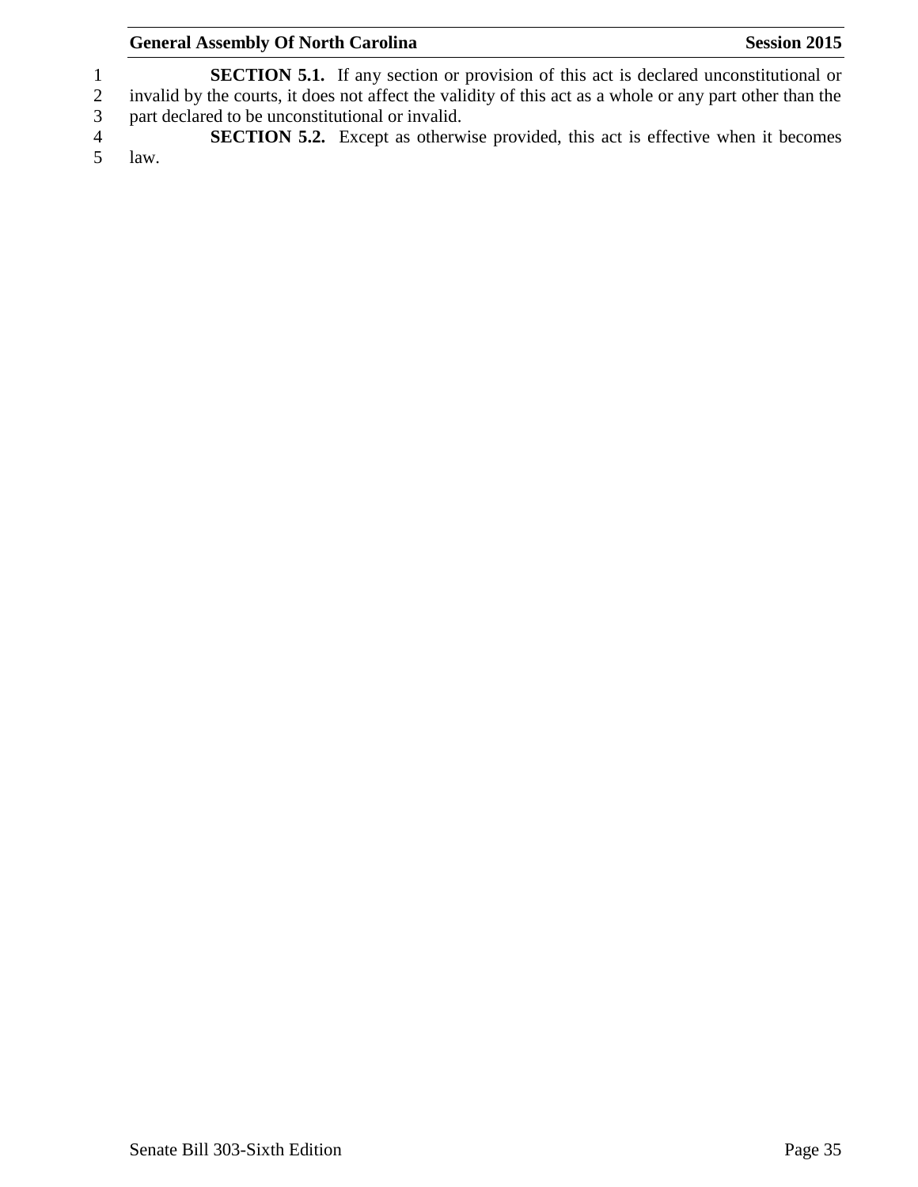**SECTION 5.1.** If any section or provision of this act is declared unconstitutional or invalid by the courts, it does not affect the validity of this act as a whole or any part other than the part declared to be unconstitutional or invalid.

**SECTION 5.2.** Except as otherwise provided, this act is effective when it becomes law.